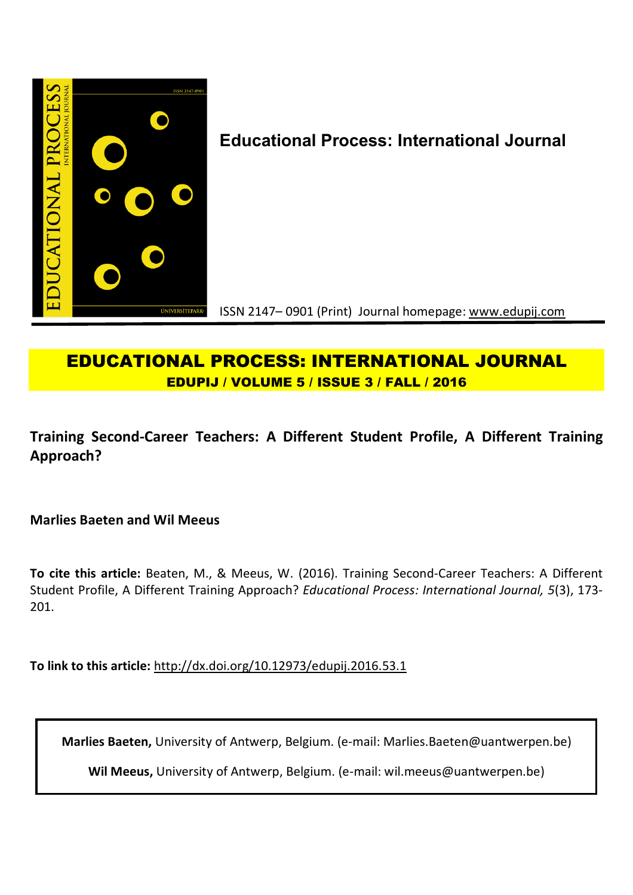**Educational Process: International Journal**

ISSN 2147– 0901 (Print) Journal homepage: www.edupij.com

# EDUCATIONAL PROCESS: INTERNATIONAL JOURNAL

**EDUPIJ / VOLUME 5 / ISSUE 3 / FALL / 2016**

## Training Second-Career Teachers: A Different Student Profile, A Different Training Approach?

**Marlies Baeten and Wil Meeus**

**To cite this article:** Beaten, M., & Meeus, W. (2016). Training Second-Career Teachers: A Different Student Profile, A Different Training Approach? *Educational Process: International Journal, 5*(3), 173-201.

**To link to this article:** http://dx.doi.org/10.12973/edupij.2016.53.1

**Marlies Baeten,** University of Antwerp, Belgium. (e-mail: Marlies.Baeten@uantwerpen.be)

**Wil Meeus,** University of Antwerp, Belgium. (e-mail: wil.meeus@uantwerpen.be)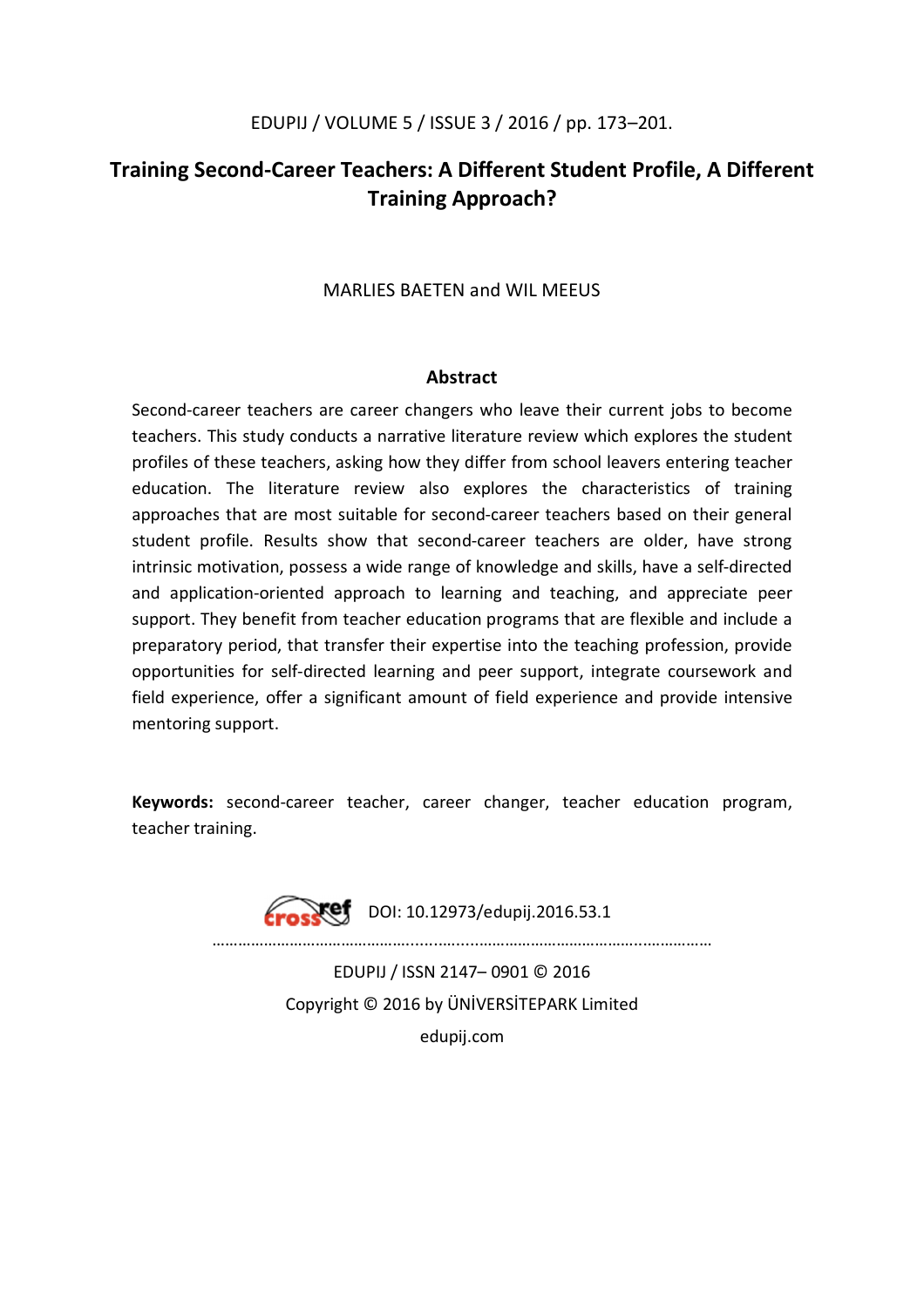# Training Second-Career Teachers: A Different Student Profile, A Different Training Approach?

MARLIES BAETEN and WIL MEEUS

## Abstract

Second-career teachers are career changers who leave their current jobs to become teachers. This study conducts a narrative literature review which explores the student profiles of these teachers, asking how they differ from school leavers entering teacher education. The literature review also explores the characteristics of training approaches that are most suitable for second-career teachers based on their general student profile. Results show that second-career teachers are older, have strong intrinsic motivation, possess a wide range of knowledge and skills, have a self-directed and application-oriented approach to learning and teaching, and appreciate peer support. They benefit from teacher education programs that are flexible and include a preparatory period, that transfer their expertise into the teaching profession, provide opportunities for self-directed learning and peer support, integrate coursework and field experience, offer a significant amount of field experience and provide intensive mentoring support.

**Keywords:** second-career teacher, career changer, teacher education program, teacher training.

DOI: 10.12973/edupij.2016.53.1

EDUPIJ / ISSN 2147– 0901 © 2016

Copyright © 2016 by ÜNİVERSİTEPARK Limited

edupij.com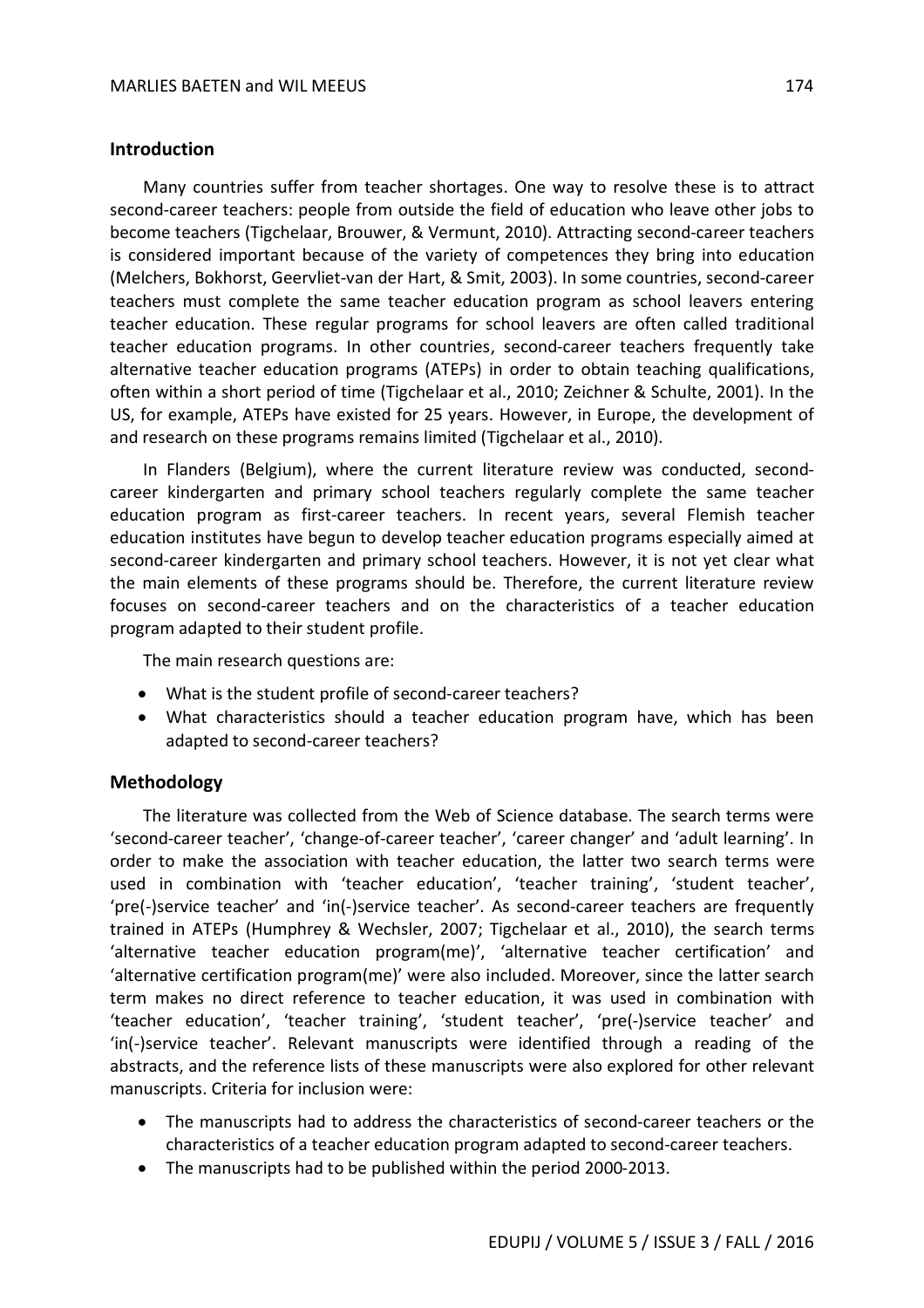## Introduction

Many countries suffer from teacher shortages. One way to resolve these is to attract second-career teachers: people from outside the field of education who leave other jobs to become teachers (Tigchelaar, Brouwer, & Vermunt, 2010). Attracting second-career teachers is considered important because of the variety of competences they bring into education (Melchers, Bokhorst, Geervliet-van der Hart, & Smit, 2003). In some countries, second-career teachers must complete the same teacher education program as school leavers entering teacher education. These regular programs for school leavers are often called traditional teacher education programs. In other countries, second-career teachers frequently take alternative teacher education programs (ATEPs) in order to obtain teaching qualifications, often within a short period of time (Tigchelaar et al., 2010; Zeichner & Schulte, 2001). In the US, for example, ATEPs have existed for 25 years. However, in Europe, the development of and research on these programs remains limited (Tigchelaar et al., 2010).

In Flanders (Belgium), where the current literature review was conducted, second-career kindergarten and primary school teachers regularly complete the same teacher education program as first-career teachers. In recent years, several Flemish teacher education institutes have begun to develop teacher education programs especially aimed at second-career kindergarten and primary school teachers. However, it is not yet clear what the main elements of these programs should be. Therefore, the current literature review focuses on second-career teachers and on the characteristics of a teacher education program adapted to their student profile.

The main research questions are:

- What is the student profile of second-career teachers?
- What characteristics should a teacher education program have, which has been adapted to second-career teachers?

## Methodology

The literature was collected from the Web of Science database. The search terms were 'second-career teacher', 'change-of-career teacher', 'career changer' and 'adult learning'. In order to make the association with teacher education, the latter two search terms were used in combination with 'teacher education', 'teacher training', 'student teacher', 'pre(-)service teacher' and 'in(-)service teacher'. As second-career teachers are frequently trained in ATEPs (Humphrey & Wechsler, 2007; Tigchelaar et al., 2010), the search terms 'alternative teacher education program(me)', 'alternative teacher certification' and 'alternative certification program(me)' were also included. Moreover, since the latter search term makes no direct reference to teacher education, it was used in combination with 'teacher education', 'teacher training', 'student teacher', 'pre(-)service teacher' and 'in(-)service teacher'. Relevant manuscripts were identified through a reading of the abstracts, and the reference lists of these manuscripts were also explored for other relevant manuscripts. Criteria for inclusion were:

- The manuscripts had to address the characteristics of second-career teachers or the characteristics of a teacher education program adapted to second-career teachers.
- The manuscripts had to be published within the period 2000-2013.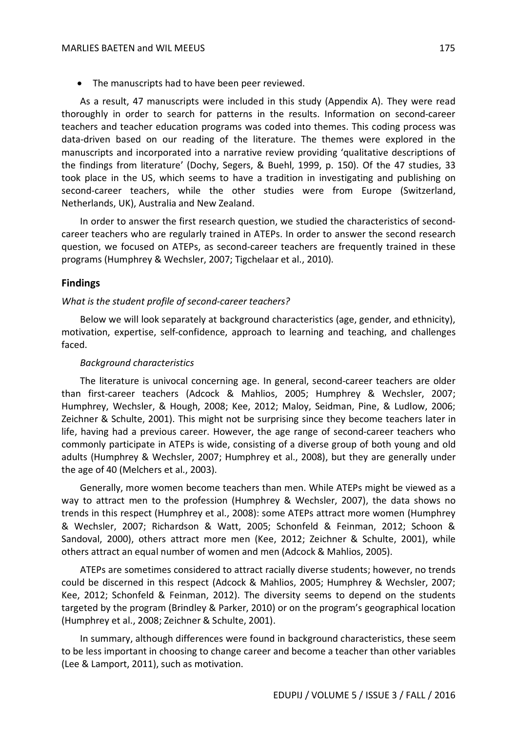- The manuscripts had to have been peer reviewed.

As a result, 47 manuscripts were included in this study (Appendix A). They were read thoroughly in order to search for patterns in the results. Information on second-career teachers and teacher education programs was coded into themes. This coding process was data-driven based on our reading of the literature. The themes were explored in the manuscripts and incorporated into a narrative review providing 'qualitative descriptions of the findings from literature' (Dochy, Segers, & Buehl, 1999, p. 150). Of the 47 studies, 33 took place in the US, which seems to have a tradition in investigating and publishing on second-career teachers, while the other studies were from Europe (Switzerland, Netherlands, UK), Australia and New Zealand.

In order to answer the first research question, we studied the characteristics of second-career teachers who are regularly trained in ATEPs. In order to answer the second research question, we focused on ATEPs, as second-career teachers are frequently trained in these programs (Humphrey & Wechsler, 2007; Tigchelaar et al., 2010).

## Findings

### *What is the student profile of second-career teachers?*

Below we will look separately at background characteristics (age, gender, and ethnicity), motivation, expertise, self-confidence, approach to learning and teaching, and challenges faced.

#### *Background characteristics*

The literature is univocal concerning age. In general, second-career teachers are older than first-career teachers (Adcock & Mahlios, 2005; Humphrey & Wechsler, 2007; Humphrey, Wechsler, & Hough, 2008; Kee, 2012; Maloy, Seidman, Pine, & Ludlow, 2006; Zeichner & Schulte, 2001). This might not be surprising since they become teachers later in life, having had a previous career. However, the age range of second-career teachers who commonly participate in ATEPs is wide, consisting of a diverse group of both young and old adults (Humphrey & Wechsler, 2007; Humphrey et al., 2008), but they are generally under the age of 40 (Melchers et al., 2003).

Generally, more women become teachers than men. While ATEPs might be viewed as a way to attract men to the profession (Humphrey & Wechsler, 2007), the data shows no trends in this respect (Humphrey et al., 2008): some ATEPs attract more women (Humphrey & Wechsler, 2007; Richardson & Watt, 2005; Schonfeld & Feinman, 2012; Schoon & Sandoval, 2000), others attract more men (Kee, 2012; Zeichner & Schulte, 2001), while others attract an equal number of women and men (Adcock & Mahlios, 2005).

ATEPs are sometimes considered to attract racially diverse students; however, no trends could be discerned in this respect (Adcock & Mahlios, 2005; Humphrey & Wechsler, 2007; Kee, 2012; Schonfeld & Feinman, 2012). The diversity seems to depend on the students targeted by the program (Brindley & Parker, 2010) or on the program's geographical location (Humphrey et al., 2008; Zeichner & Schulte, 2001).

In summary, although differences were found in background characteristics, these seem to be less important in choosing to change career and become a teacher than other variables (Lee & Lamport, 2011), such as motivation.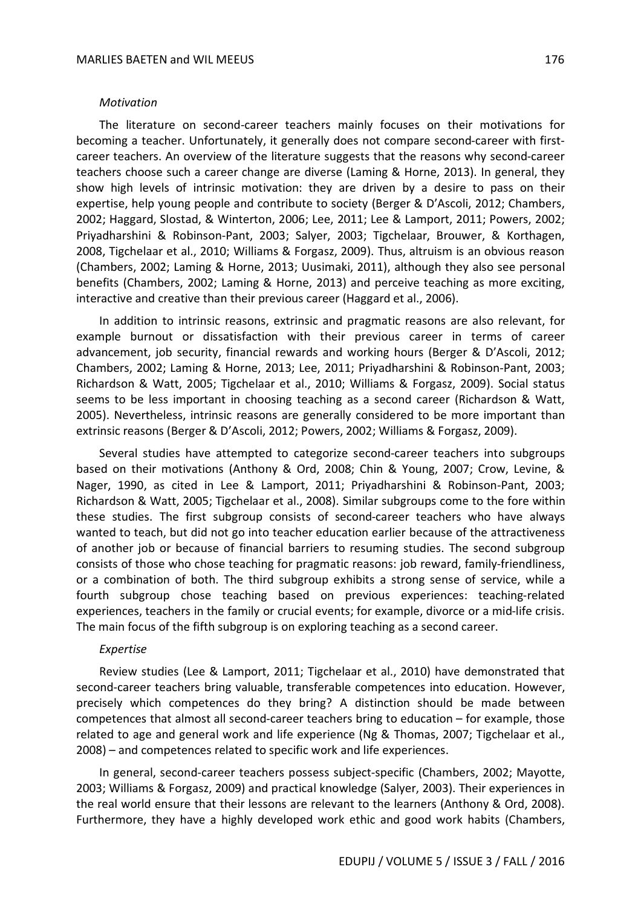*Motivation*

The literature on second-career teachers mainly focuses on their motivations for becoming a teacher. Unfortunately, it generally does not compare second-career with first-career teachers. An overview of the literature suggests that the reasons why second-career teachers choose such a career change are diverse (Laming & Horne, 2013). In general, they show high levels of intrinsic motivation: they are driven by a desire to pass on their expertise, help young people and contribute to society (Berger & D'Ascoli, 2012; Chambers, 2002; Haggard, Slostad, & Winterton, 2006; Lee, 2011; Lee & Lamport, 2011; Powers, 2002; Priyadharshini & Robinson-Pant, 2003; Salyer, 2003; Tigchelaar, Brouwer, & Korthagen, 2008, Tigchelaar et al., 2010; Williams & Forgasz, 2009). Thus, altruism is an obvious reason (Chambers, 2002; Laming & Horne, 2013; Uusimaki, 2011), although they also see personal benefits (Chambers, 2002; Laming & Horne, 2013) and perceive teaching as more exciting, interactive and creative than their previous career (Haggard et al., 2006).

In addition to intrinsic reasons, extrinsic and pragmatic reasons are also relevant, for example burnout or dissatisfaction with their previous career in terms of career advancement, job security, financial rewards and working hours (Berger & D'Ascoli, 2012; Chambers, 2002; Laming & Horne, 2013; Lee, 2011; Priyadharshini & Robinson-Pant, 2003; Richardson & Watt, 2005; Tigchelaar et al., 2010; Williams & Forgasz, 2009). Social status seems to be less important in choosing teaching as a second career (Richardson & Watt, 2005). Nevertheless, intrinsic reasons are generally considered to be more important than extrinsic reasons (Berger & D'Ascoli, 2012; Powers, 2002; Williams & Forgasz, 2009).

Several studies have attempted to categorize second-career teachers into subgroups based on their motivations (Anthony & Ord, 2008; Chin & Young, 2007; Crow, Levine, & Nager, 1990, as cited in Lee & Lamport, 2011; Priyadharshini & Robinson-Pant, 2003; Richardson & Watt, 2005; Tigchelaar et al., 2008). Similar subgroups come to the fore within these studies. The first subgroup consists of second-career teachers who have always wanted to teach, but did not go into teacher education earlier because of the attractiveness of another job or because of financial barriers to resuming studies. The second subgroup consists of those who chose teaching for pragmatic reasons: job reward, family-friendliness, or a combination of both. The third subgroup exhibits a strong sense of service, while a fourth subgroup chose teaching based on previous experiences: teaching-related experiences, teachers in the family or crucial events; for example, divorce or a mid-life crisis. The main focus of the fifth subgroup is on exploring teaching as a second career.

*Expertise*

Review studies (Lee & Lamport, 2011; Tigchelaar et al., 2010) have demonstrated that second-career teachers bring valuable, transferable competences into education. However, precisely which competences do they bring? A distinction should be made between competences that almost all second-career teachers bring to education – for example, those related to age and general work and life experience (Ng & Thomas, 2007; Tigchelaar et al., 2008) – and competences related to specific work and life experiences.

In general, second-career teachers possess subject-specific (Chambers, 2002; Mayotte, 2003; Williams & Forgasz, 2009) and practical knowledge (Salyer, 2003). Their experiences in the real world ensure that their lessons are relevant to the learners (Anthony & Ord, 2008). Furthermore, they have a highly developed work ethic and good work habits (Chambers,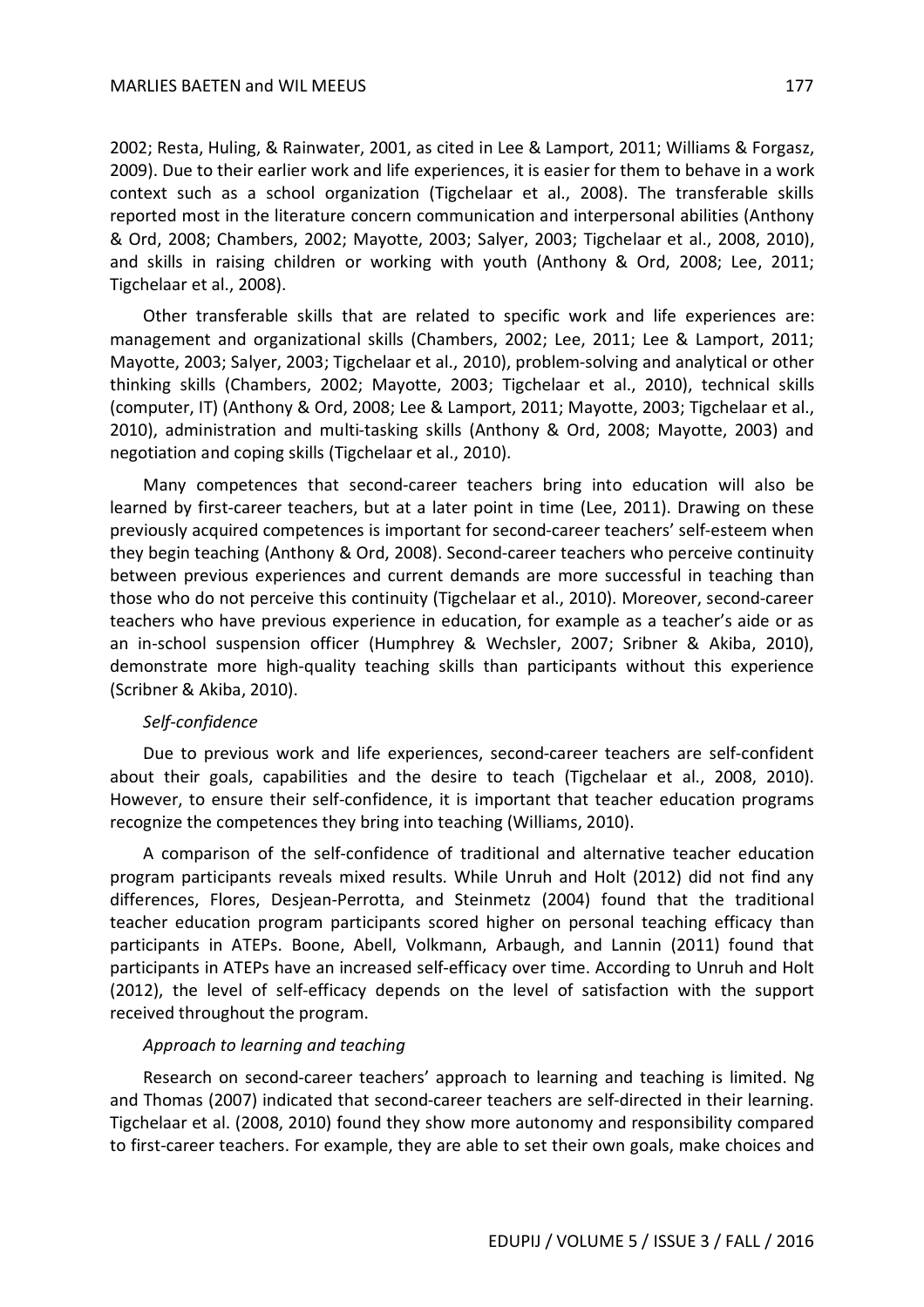2002; Resta, Huling, & Rainwater, 2001, as cited in Lee & Lamport, 2011; Williams & Forgasz, 2009). Due to their earlier work and life experiences, it is easier for them to behave in a work context such as a school organization (Tigchelaar et al., 2008). The transferable skills reported most in the literature concern communication and interpersonal abilities (Anthony & Ord, 2008; Chambers, 2002; Mayotte, 2003; Salyer, 2003; Tigchelaar et al., 2008, 2010), and skills in raising children or working with youth (Anthony & Ord, 2008; Lee, 2011; Tigchelaar et al., 2008).

Other transferable skills that are related to specific work and life experiences are: management and organizational skills (Chambers, 2002; Lee, 2011; Lee & Lamport, 2011; Mayotte, 2003; Salyer, 2003; Tigchelaar et al., 2010), problem-solving and analytical or other thinking skills (Chambers, 2002; Mayotte, 2003; Tigchelaar et al., 2010), technical skills (computer, IT) (Anthony & Ord, 2008; Lee & Lamport, 2011; Mayotte, 2003; Tigchelaar et al., 2010), administration and multi-tasking skills (Anthony & Ord, 2008; Mayotte, 2003) and negotiation and coping skills (Tigchelaar et al., 2010).

Many competences that second-career teachers bring into education will also be learned by first-career teachers, but at a later point in time (Lee, 2011). Drawing on these previously acquired competences is important for second-career teachers' self-esteem when they begin teaching (Anthony & Ord, 2008). Second-career teachers who perceive continuity between previous experiences and current demands are more successful in teaching than those who do not perceive this continuity (Tigchelaar et al., 2010). Moreover, second-career teachers who have previous experience in education, for example as a teacher's aide or as an in-school suspension officer (Humphrey & Wechsler, 2007; Sribner & Akiba, 2010), demonstrate more high-quality teaching skills than participants without this experience (Scribner & Akiba, 2010).

*Self-confidence*

Due to previous work and life experiences, second-career teachers are self-confident about their goals, capabilities and the desire to teach (Tigchelaar et al., 2008, 2010). However, to ensure their self-confidence, it is important that teacher education programs recognize the competences they bring into teaching (Williams, 2010).

A comparison of the self-confidence of traditional and alternative teacher education program participants reveals mixed results. While Unruh and Holt (2012) did not find any differences, Flores, Desjean-Perrotta, and Steinmetz (2004) found that the traditional teacher education program participants scored higher on personal teaching efficacy than participants in ATEPs. Boone, Abell, Volkmann, Arbaugh, and Lannin (2011) found that participants in ATEPs have an increased self-efficacy over time. According to Unruh and Holt (2012), the level of self-efficacy depends on the level of satisfaction with the support received throughout the program.

*Approach to learning and teaching*

Research on second-career teachers' approach to learning and teaching is limited. Ng and Thomas (2007) indicated that second-career teachers are self-directed in their learning. Tigchelaar et al. (2008, 2010) found they show more autonomy and responsibility compared to first-career teachers. For example, they are able to set their own goals, make choices and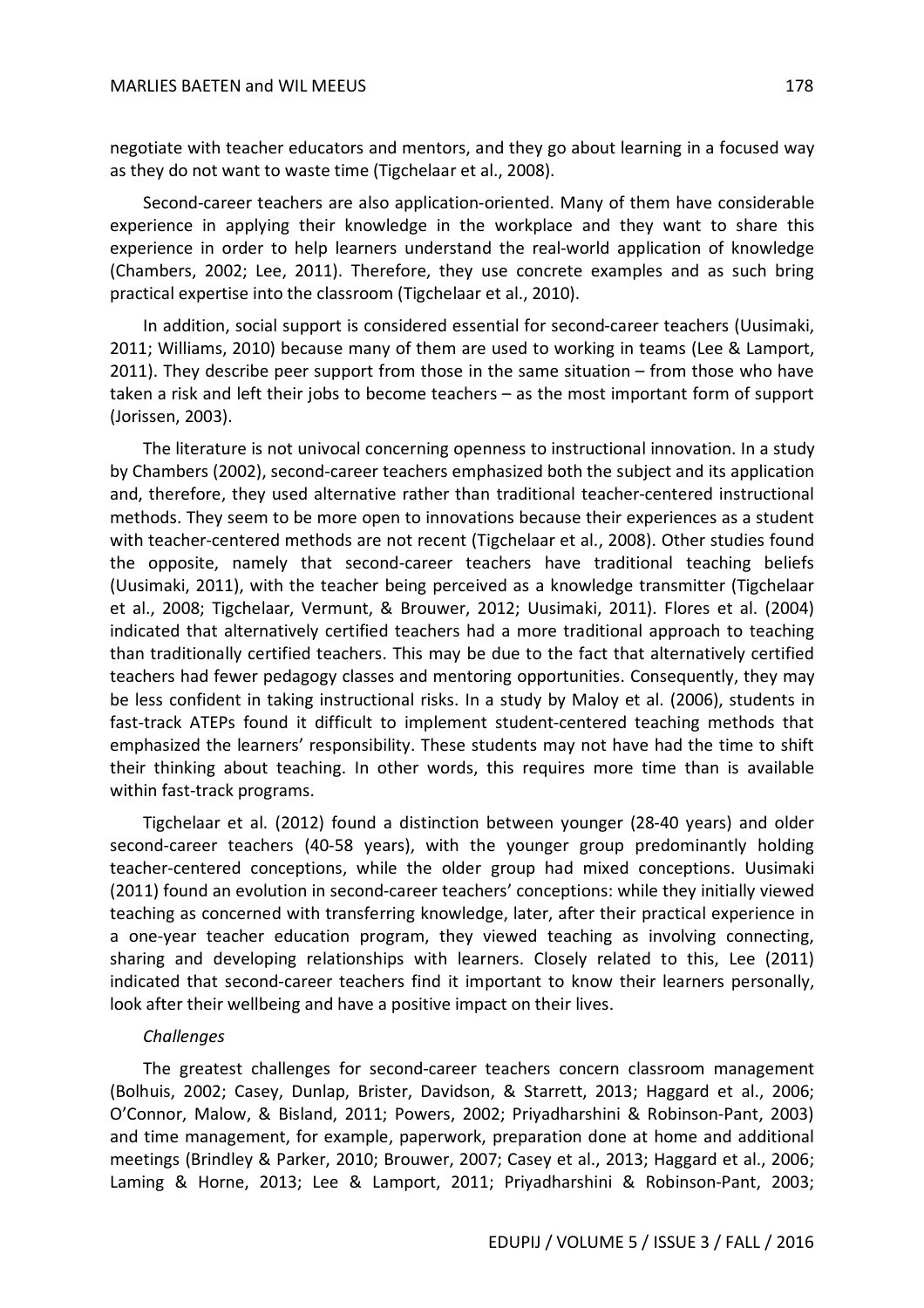negotiate with teacher educators and mentors, and they go about learning in a focused way as they do not want to waste time (Tigchelaar et al., 2008).

Second-career teachers are also application-oriented. Many of them have considerable experience in applying their knowledge in the workplace and they want to share this experience in order to help learners understand the real-world application of knowledge (Chambers, 2002; Lee, 2011). Therefore, they use concrete examples and as such bring practical expertise into the classroom (Tigchelaar et al., 2010).

In addition, social support is considered essential for second-career teachers (Uusimaki, 2011; Williams, 2010) because many of them are used to working in teams (Lee & Lamport, 2011). They describe peer support from those in the same situation – from those who have taken a risk and left their jobs to become teachers – as the most important form of support (Jorissen, 2003).

The literature is not univocal concerning openness to instructional innovation. In a study by Chambers (2002), second-career teachers emphasized both the subject and its application and, therefore, they used alternative rather than traditional teacher-centered instructional methods. They seem to be more open to innovations because their experiences as a student with teacher-centered methods are not recent (Tigchelaar et al., 2008). Other studies found the opposite, namely that second-career teachers have traditional teaching beliefs (Uusimaki, 2011), with the teacher being perceived as a knowledge transmitter (Tigchelaar et al., 2008; Tigchelaar, Vermunt, & Brouwer, 2012; Uusimaki, 2011). Flores et al. (2004) indicated that alternatively certified teachers had a more traditional approach to teaching than traditionally certified teachers. This may be due to the fact that alternatively certified teachers had fewer pedagogy classes and mentoring opportunities. Consequently, they may be less confident in taking instructional risks. In a study by Maloy et al. (2006), students in fast-track ATEPs found it difficult to implement student-centered teaching methods that emphasized the learners' responsibility. These students may not have had the time to shift their thinking about teaching. In other words, this requires more time than is available within fast-track programs.

Tigchelaar et al. (2012) found a distinction between younger (28-40 years) and older second-career teachers (40-58 years), with the younger group predominantly holding teacher-centered conceptions, while the older group had mixed conceptions. Uusimaki (2011) found an evolution in second-career teachers' conceptions: while they initially viewed teaching as concerned with transferring knowledge, later, after their practical experience in a one-year teacher education program, they viewed teaching as involving connecting, sharing and developing relationships with learners. Closely related to this, Lee (2011) indicated that second-career teachers find it important to know their learners personally, look after their wellbeing and have a positive impact on their lives.

*Challenges*

The greatest challenges for second-career teachers concern classroom management (Bolhuis, 2002; Casey, Dunlap, Brister, Davidson, & Starrett, 2013; Haggard et al., 2006; O'Connor, Malow, & Bisland, 2011; Powers, 2002; Priyadharshini & Robinson-Pant, 2003) and time management, for example, paperwork, preparation done at home and additional meetings (Brindley & Parker, 2010; Brouwer, 2007; Casey et al., 2013; Haggard et al., 2006; Laming & Horne, 2013; Lee & Lamport, 2011; Priyadharshini & Robinson-Pant, 2003;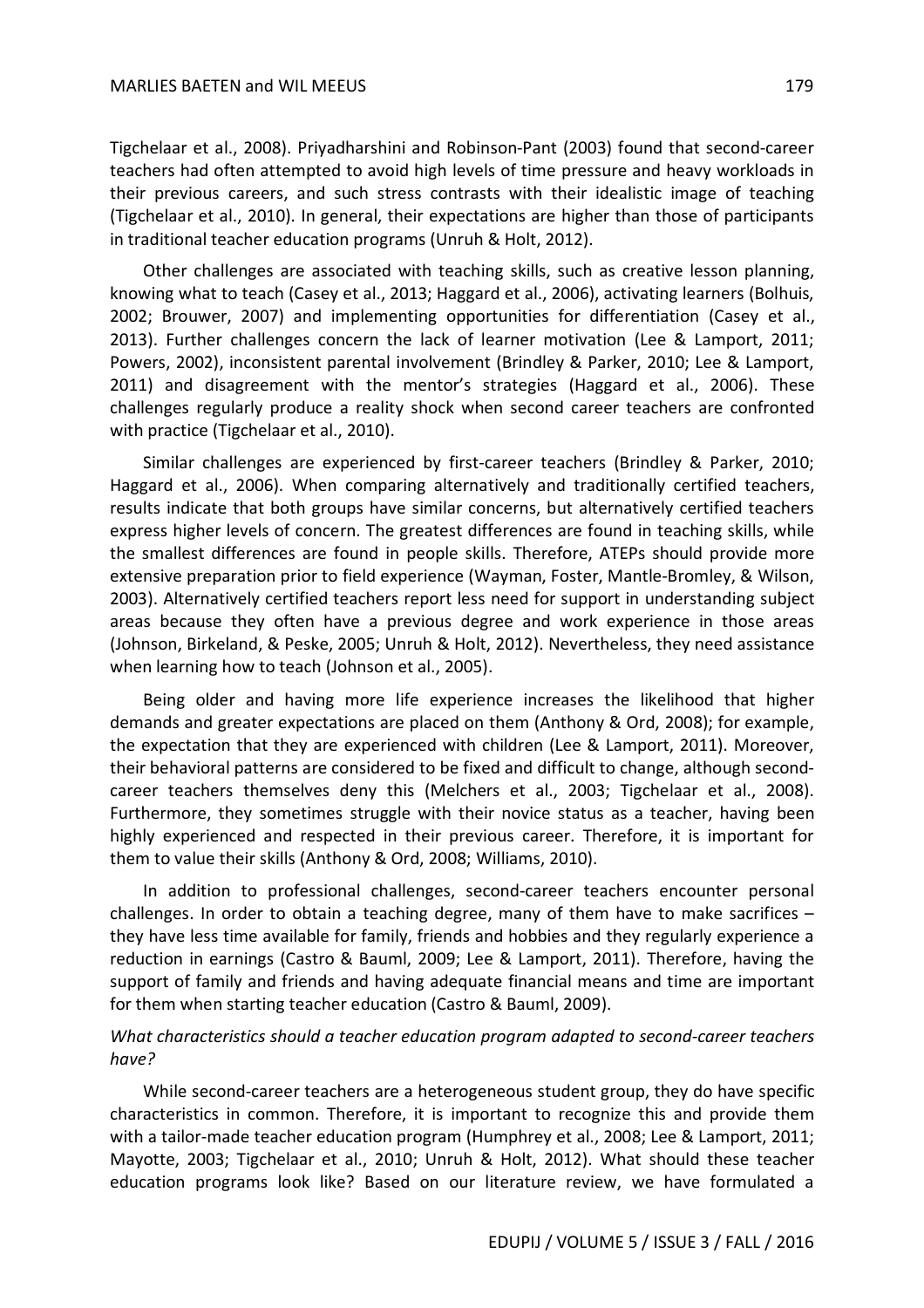Tigchelaar et al., 2008). Priyadharshini and Robinson-Pant (2003) found that second-career teachers had often attempted to avoid high levels of time pressure and heavy workloads in their previous careers, and such stress contrasts with their idealistic image of teaching (Tigchelaar et al., 2010). In general, their expectations are higher than those of participants in traditional teacher education programs (Unruh & Holt, 2012).

Other challenges are associated with teaching skills, such as creative lesson planning, knowing what to teach (Casey et al., 2013; Haggard et al., 2006), activating learners (Bolhuis, 2002; Brouwer, 2007) and implementing opportunities for differentiation (Casey et al., 2013). Further challenges concern the lack of learner motivation (Lee & Lamport, 2011; Powers, 2002), inconsistent parental involvement (Brindley & Parker, 2010; Lee & Lamport, 2011) and disagreement with the mentor's strategies (Haggard et al., 2006). These challenges regularly produce a reality shock when second career teachers are confronted with practice (Tigchelaar et al., 2010).

Similar challenges are experienced by first-career teachers (Brindley & Parker, 2010; Haggard et al., 2006). When comparing alternatively and traditionally certified teachers, results indicate that both groups have similar concerns, but alternatively certified teachers express higher levels of concern. The greatest differences are found in teaching skills, while the smallest differences are found in people skills. Therefore, ATEPs should provide more extensive preparation prior to field experience (Wayman, Foster, Mantle-Bromley, & Wilson, 2003). Alternatively certified teachers report less need for support in understanding subject areas because they often have a previous degree and work experience in those areas (Johnson, Birkeland, & Peske, 2005; Unruh & Holt, 2012). Nevertheless, they need assistance when learning how to teach (Johnson et al., 2005).

Being older and having more life experience increases the likelihood that higher demands and greater expectations are placed on them (Anthony & Ord, 2008); for example, the expectation that they are experienced with children (Lee & Lamport, 2011). Moreover, their behavioral patterns are considered to be fixed and difficult to change, although second-career teachers themselves deny this (Melchers et al., 2003; Tigchelaar et al., 2008). Furthermore, they sometimes struggle with their novice status as a teacher, having been highly experienced and respected in their previous career. Therefore, it is important for them to value their skills (Anthony & Ord, 2008; Williams, 2010).

In addition to professional challenges, second-career teachers encounter personal challenges. In order to obtain a teaching degree, many of them have to make sacrifices – they have less time available for family, friends and hobbies and they regularly experience a reduction in earnings (Castro & Bauml, 2009; Lee & Lamport, 2011). Therefore, having the support of family and friends and having adequate financial means and time are important for them when starting teacher education (Castro & Bauml, 2009).

*What characteristics should a teacher education program adapted to second-career teachers have?*

While second-career teachers are a heterogeneous student group, they do have specific characteristics in common. Therefore, it is important to recognize this and provide them with a tailor-made teacher education program (Humphrey et al., 2008; Lee & Lamport, 2011; Mayotte, 2003; Tigchelaar et al., 2010; Unruh & Holt, 2012). What should these teacher education programs look like? Based on our literature review, we have formulated a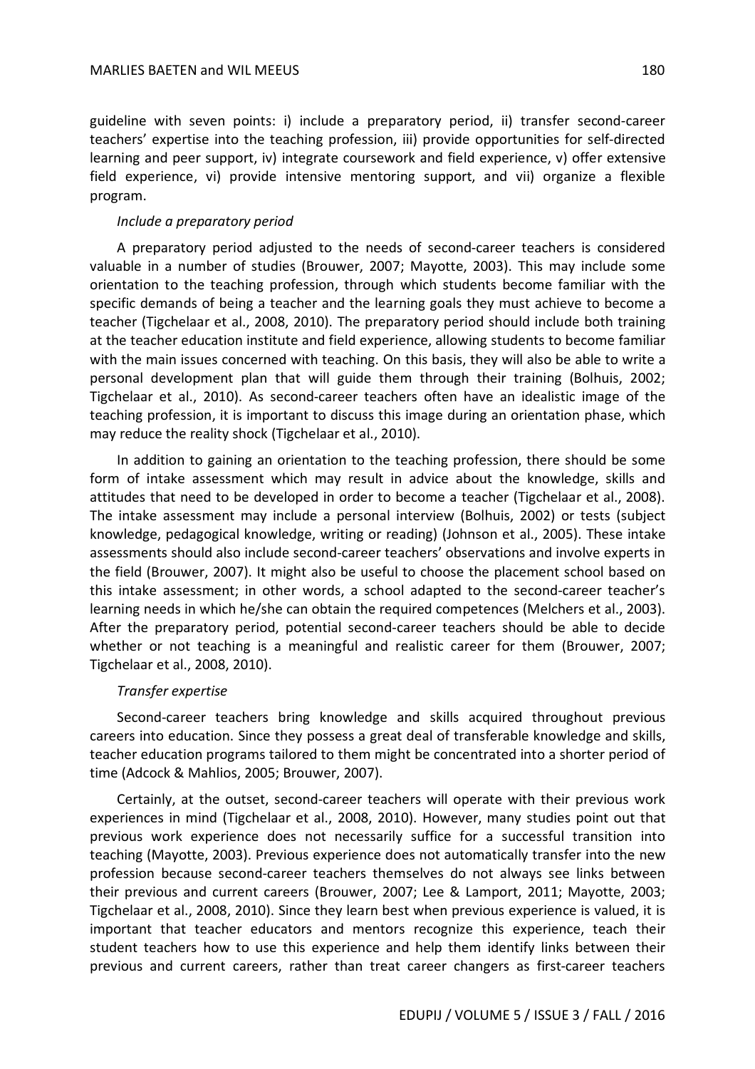guideline with seven points: i) include a preparatory period, ii) transfer second-career teachers' expertise into the teaching profession, iii) provide opportunities for self-directed learning and peer support, iv) integrate coursework and field experience, v) offer extensive field experience, vi) provide intensive mentoring support, and vii) organize a flexible program.

*Include a preparatory period*

A preparatory period adjusted to the needs of second-career teachers is considered valuable in a number of studies (Brouwer, 2007; Mayotte, 2003). This may include some orientation to the teaching profession, through which students become familiar with the specific demands of being a teacher and the learning goals they must achieve to become a teacher (Tigchelaar et al., 2008, 2010). The preparatory period should include both training at the teacher education institute and field experience, allowing students to become familiar with the main issues concerned with teaching. On this basis, they will also be able to write a personal development plan that will guide them through their training (Bolhuis, 2002; Tigchelaar et al., 2010). As second-career teachers often have an idealistic image of the teaching profession, it is important to discuss this image during an orientation phase, which may reduce the reality shock (Tigchelaar et al., 2010).

In addition to gaining an orientation to the teaching profession, there should be some form of intake assessment which may result in advice about the knowledge, skills and attitudes that need to be developed in order to become a teacher (Tigchelaar et al., 2008). The intake assessment may include a personal interview (Bolhuis, 2002) or tests (subject knowledge, pedagogical knowledge, writing or reading) (Johnson et al., 2005). These intake assessments should also include second-career teachers' observations and involve experts in the field (Brouwer, 2007). It might also be useful to choose the placement school based on this intake assessment; in other words, a school adapted to the second-career teacher's learning needs in which he/she can obtain the required competences (Melchers et al., 2003). After the preparatory period, potential second-career teachers should be able to decide whether or not teaching is a meaningful and realistic career for them (Brouwer, 2007; Tigchelaar et al., 2008, 2010).

*Transfer expertise*

Second-career teachers bring knowledge and skills acquired throughout previous careers into education. Since they possess a great deal of transferable knowledge and skills, teacher education programs tailored to them might be concentrated into a shorter period of time (Adcock & Mahlios, 2005; Brouwer, 2007).

Certainly, at the outset, second-career teachers will operate with their previous work experiences in mind (Tigchelaar et al., 2008, 2010). However, many studies point out that previous work experience does not necessarily suffice for a successful transition into teaching (Mayotte, 2003). Previous experience does not automatically transfer into the new profession because second-career teachers themselves do not always see links between their previous and current careers (Brouwer, 2007; Lee & Lamport, 2011; Mayotte, 2003; Tigchelaar et al., 2008, 2010). Since they learn best when previous experience is valued, it is important that teacher educators and mentors recognize this experience, teach their student teachers how to use this experience and help them identify links between their previous and current careers, rather than treat career changers as first-career teachers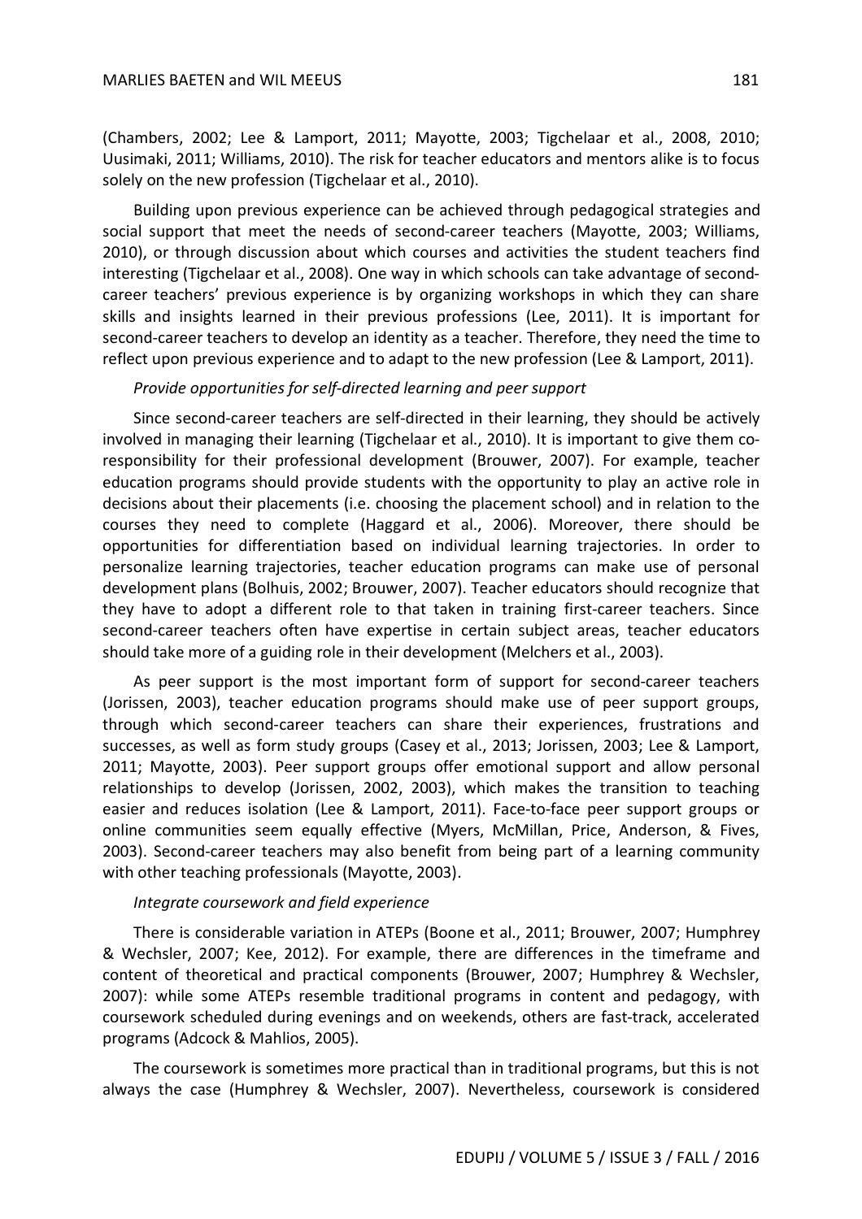(Chambers, 2002; Lee & Lamport, 2011; Mayotte, 2003; Tigchelaar et al., 2008, 2010; Uusimaki, 2011; Williams, 2010). The risk for teacher educators and mentors alike is to focus solely on the new profession (Tigchelaar et al., 2010).

Building upon previous experience can be achieved through pedagogical strategies and social support that meet the needs of second-career teachers (Mayotte, 2003; Williams, 2010), or through discussion about which courses and activities the student teachers find interesting (Tigchelaar et al., 2008). One way in which schools can take advantage of second-career teachers' previous experience is by organizing workshops in which they can share skills and insights learned in their previous professions (Lee, 2011). It is important for second-career teachers to develop an identity as a teacher. Therefore, they need the time to reflect upon previous experience and to adapt to the new profession (Lee & Lamport, 2011).

*Provide opportunities for self-directed learning and peer support*

Since second-career teachers are self-directed in their learning, they should be actively involved in managing their learning (Tigchelaar et al., 2010). It is important to give them co-responsibility for their professional development (Brouwer, 2007). For example, teacher education programs should provide students with the opportunity to play an active role in decisions about their placements (i.e. choosing the placement school) and in relation to the courses they need to complete (Haggard et al., 2006). Moreover, there should be opportunities for differentiation based on individual learning trajectories. In order to personalize learning trajectories, teacher education programs can make use of personal development plans (Bolhuis, 2002; Brouwer, 2007). Teacher educators should recognize that they have to adopt a different role to that taken in training first-career teachers. Since second-career teachers often have expertise in certain subject areas, teacher educators should take more of a guiding role in their development (Melchers et al., 2003).

As peer support is the most important form of support for second-career teachers (Jorissen, 2003), teacher education programs should make use of peer support groups, through which second-career teachers can share their experiences, frustrations and successes, as well as form study groups (Casey et al., 2013; Jorissen, 2003; Lee & Lamport, 2011; Mayotte, 2003). Peer support groups offer emotional support and allow personal relationships to develop (Jorissen, 2002, 2003), which makes the transition to teaching easier and reduces isolation (Lee & Lamport, 2011). Face-to-face peer support groups or online communities seem equally effective (Myers, McMillan, Price, Anderson, & Fives, 2003). Second-career teachers may also benefit from being part of a learning community with other teaching professionals (Mayotte, 2003).

*Integrate coursework and field experience*

There is considerable variation in ATEPs (Boone et al., 2011; Brouwer, 2007; Humphrey & Wechsler, 2007; Kee, 2012). For example, there are differences in the timeframe and content of theoretical and practical components (Brouwer, 2007; Humphrey & Wechsler, 2007): while some ATEPs resemble traditional programs in content and pedagogy, with coursework scheduled during evenings and on weekends, others are fast-track, accelerated programs (Adcock & Mahlios, 2005).

The coursework is sometimes more practical than in traditional programs, but this is not always the case (Humphrey & Wechsler, 2007). Nevertheless, coursework is considered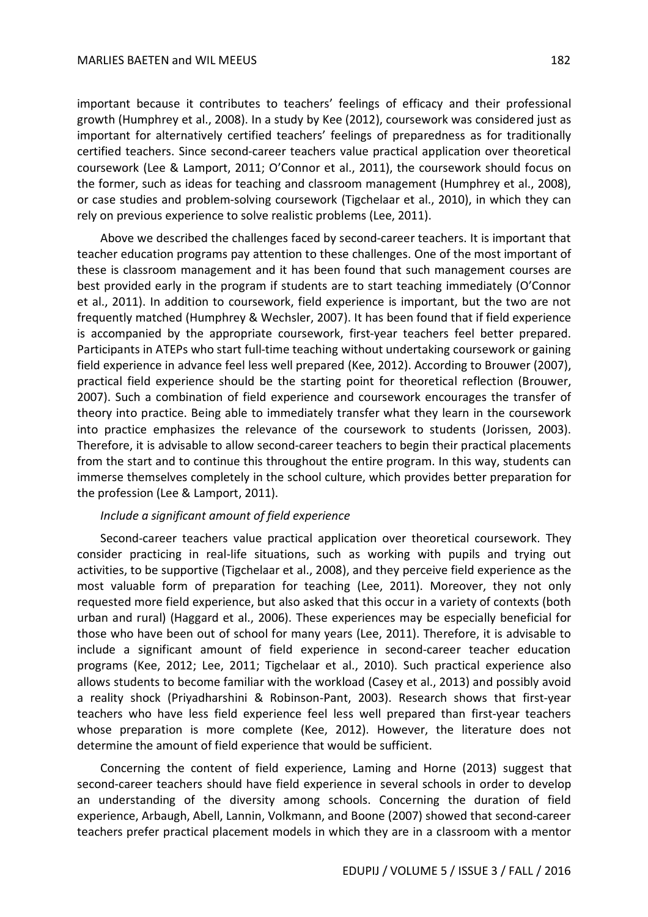important because it contributes to teachers' feelings of efficacy and their professional growth (Humphrey et al., 2008). In a study by Kee (2012), coursework was considered just as important for alternatively certified teachers' feelings of preparedness as for traditionally certified teachers. Since second-career teachers value practical application over theoretical coursework (Lee & Lamport, 2011; O'Connor et al., 2011), the coursework should focus on the former, such as ideas for teaching and classroom management (Humphrey et al., 2008), or case studies and problem-solving coursework (Tigchelaar et al., 2010), in which they can rely on previous experience to solve realistic problems (Lee, 2011).

Above we described the challenges faced by second-career teachers. It is important that teacher education programs pay attention to these challenges. One of the most important of these is classroom management and it has been found that such management courses are best provided early in the program if students are to start teaching immediately (O'Connor et al., 2011). In addition to coursework, field experience is important, but the two are not frequently matched (Humphrey & Wechsler, 2007). It has been found that if field experience is accompanied by the appropriate coursework, first-year teachers feel better prepared. Participants in ATEPs who start full-time teaching without undertaking coursework or gaining field experience in advance feel less well prepared (Kee, 2012). According to Brouwer (2007), practical field experience should be the starting point for theoretical reflection (Brouwer, 2007). Such a combination of field experience and coursework encourages the transfer of theory into practice. Being able to immediately transfer what they learn in the coursework into practice emphasizes the relevance of the coursework to students (Jorissen, 2003). Therefore, it is advisable to allow second-career teachers to begin their practical placements from the start and to continue this throughout the entire program. In this way, students can immerse themselves completely in the school culture, which provides better preparation for the profession (Lee & Lamport, 2011).

*Include a significant amount of field experience*

Second-career teachers value practical application over theoretical coursework. They consider practicing in real-life situations, such as working with pupils and trying out activities, to be supportive (Tigchelaar et al., 2008), and they perceive field experience as the most valuable form of preparation for teaching (Lee, 2011). Moreover, they not only requested more field experience, but also asked that this occur in a variety of contexts (both urban and rural) (Haggard et al., 2006). These experiences may be especially beneficial for those who have been out of school for many years (Lee, 2011). Therefore, it is advisable to include a significant amount of field experience in second-career teacher education programs (Kee, 2012; Lee, 2011; Tigchelaar et al., 2010). Such practical experience also allows students to become familiar with the workload (Casey et al., 2013) and possibly avoid a reality shock (Priyadharshini & Robinson-Pant, 2003). Research shows that first-year teachers who have less field experience feel less well prepared than first-year teachers whose preparation is more complete (Kee, 2012). However, the literature does not determine the amount of field experience that would be sufficient.

Concerning the content of field experience, Laming and Horne (2013) suggest that second-career teachers should have field experience in several schools in order to develop an understanding of the diversity among schools. Concerning the duration of field experience, Arbaugh, Abell, Lannin, Volkmann, and Boone (2007) showed that second-career teachers prefer practical placement models in which they are in a classroom with a mentor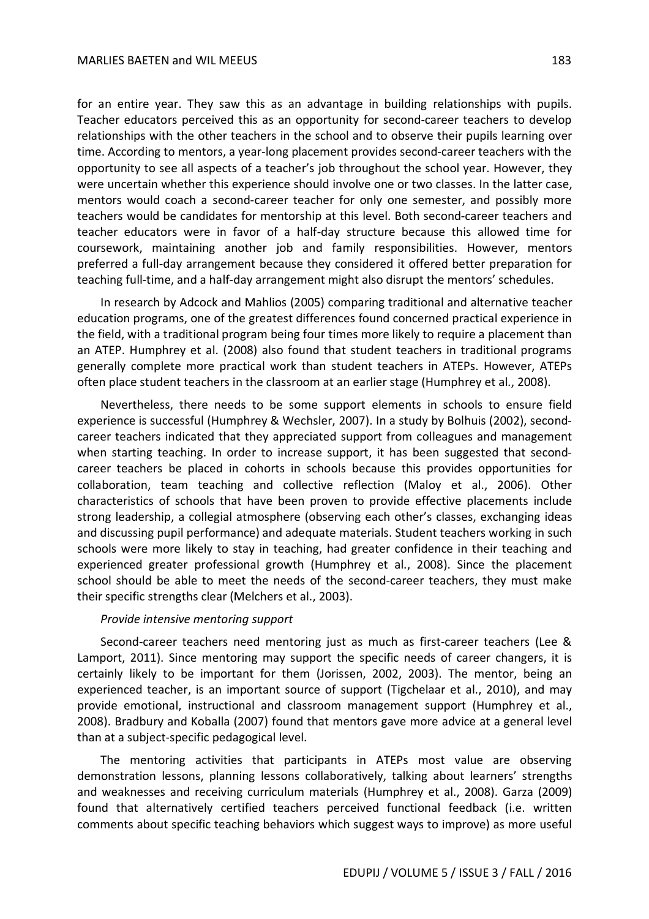for an entire year. They saw this as an advantage in building relationships with pupils. Teacher educators perceived this as an opportunity for second-career teachers to develop relationships with the other teachers in the school and to observe their pupils learning over time. According to mentors, a year-long placement provides second-career teachers with the opportunity to see all aspects of a teacher's job throughout the school year. However, they were uncertain whether this experience should involve one or two classes. In the latter case, mentors would coach a second-career teacher for only one semester, and possibly more teachers would be candidates for mentorship at this level. Both second-career teachers and teacher educators were in favor of a half-day structure because this allowed time for coursework, maintaining another job and family responsibilities. However, mentors preferred a full-day arrangement because they considered it offered better preparation for teaching full-time, and a half-day arrangement might also disrupt the mentors' schedules.

In research by Adcock and Mahlios (2005) comparing traditional and alternative teacher education programs, one of the greatest differences found concerned practical experience in the field, with a traditional program being four times more likely to require a placement than an ATEP. Humphrey et al. (2008) also found that student teachers in traditional programs generally complete more practical work than student teachers in ATEPs. However, ATEPs often place student teachers in the classroom at an earlier stage (Humphrey et al., 2008).

Nevertheless, there needs to be some support elements in schools to ensure field experience is successful (Humphrey & Wechsler, 2007). In a study by Bolhuis (2002), second-career teachers indicated that they appreciated support from colleagues and management when starting teaching. In order to increase support, it has been suggested that second-career teachers be placed in cohorts in schools because this provides opportunities for collaboration, team teaching and collective reflection (Maloy et al., 2006). Other characteristics of schools that have been proven to provide effective placements include strong leadership, a collegial atmosphere (observing each other's classes, exchanging ideas and discussing pupil performance) and adequate materials. Student teachers working in such schools were more likely to stay in teaching, had greater confidence in their teaching and experienced greater professional growth (Humphrey et al., 2008). Since the placement school should be able to meet the needs of the second-career teachers, they must make their specific strengths clear (Melchers et al., 2003).

*Provide intensive mentoring support*

Second-career teachers need mentoring just as much as first-career teachers (Lee & Lamport, 2011). Since mentoring may support the specific needs of career changers, it is certainly likely to be important for them (Jorissen, 2002, 2003). The mentor, being an experienced teacher, is an important source of support (Tigchelaar et al., 2010), and may provide emotional, instructional and classroom management support (Humphrey et al., 2008). Bradbury and Koballa (2007) found that mentors gave more advice at a general level than at a subject-specific pedagogical level.

The mentoring activities that participants in ATEPs most value are observing demonstration lessons, planning lessons collaboratively, talking about learners' strengths and weaknesses and receiving curriculum materials (Humphrey et al., 2008). Garza (2009) found that alternatively certified teachers perceived functional feedback (i.e. written comments about specific teaching behaviors which suggest ways to improve) as more useful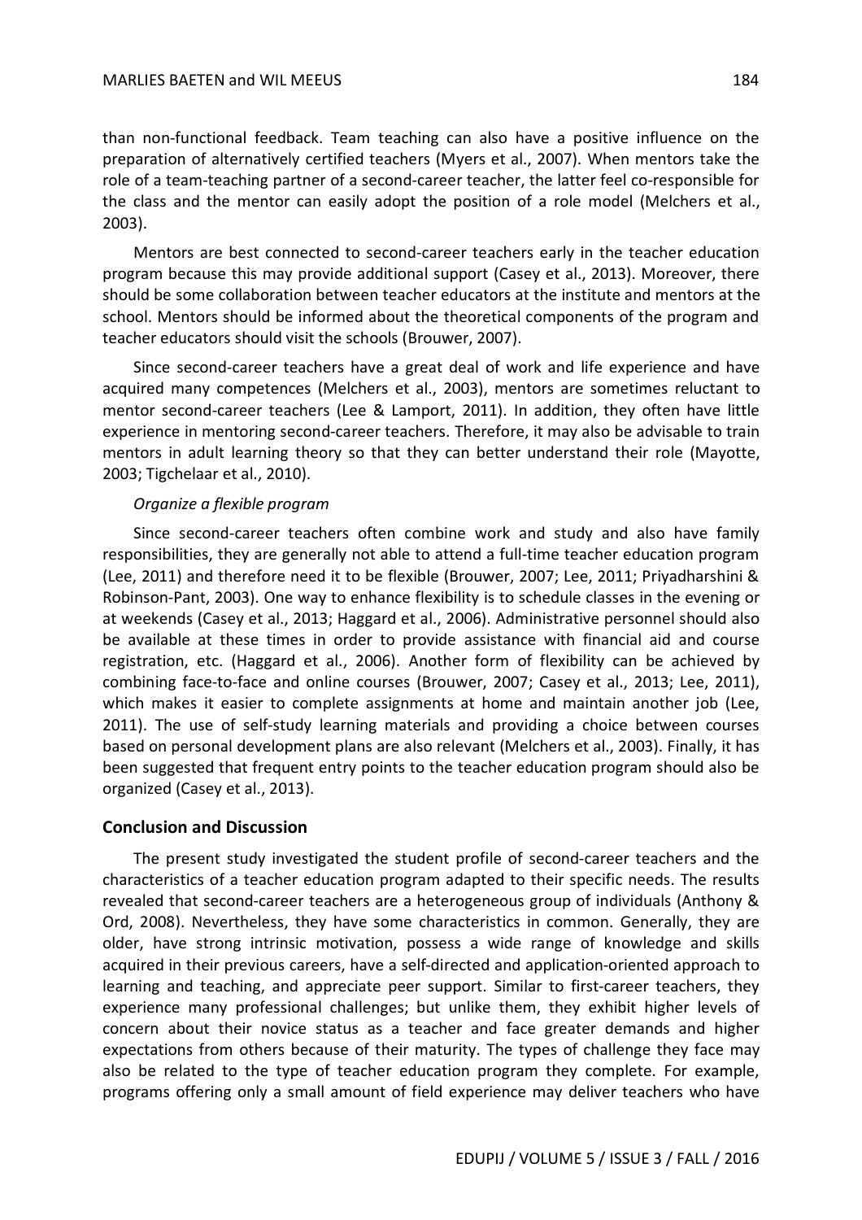than non-functional feedback. Team teaching can also have a positive influence on the preparation of alternatively certified teachers (Myers et al., 2007). When mentors take the role of a team-teaching partner of a second-career teacher, the latter feel co-responsible for the class and the mentor can easily adopt the position of a role model (Melchers et al., 2003).

Mentors are best connected to second-career teachers early in the teacher education program because this may provide additional support (Casey et al., 2013). Moreover, there should be some collaboration between teacher educators at the institute and mentors at the school. Mentors should be informed about the theoretical components of the program and teacher educators should visit the schools (Brouwer, 2007).

Since second-career teachers have a great deal of work and life experience and have acquired many competences (Melchers et al., 2003), mentors are sometimes reluctant to mentor second-career teachers (Lee & Lamport, 2011). In addition, they often have little experience in mentoring second-career teachers. Therefore, it may also be advisable to train mentors in adult learning theory so that they can better understand their role (Mayotte, 2003; Tigchelaar et al., 2010).

*Organize a flexible program*

Since second-career teachers often combine work and study and also have family responsibilities, they are generally not able to attend a full-time teacher education program (Lee, 2011) and therefore need it to be flexible (Brouwer, 2007; Lee, 2011; Priyadharshini & Robinson-Pant, 2003). One way to enhance flexibility is to schedule classes in the evening or at weekends (Casey et al., 2013; Haggard et al., 2006). Administrative personnel should also be available at these times in order to provide assistance with financial aid and course registration, etc. (Haggard et al., 2006). Another form of flexibility can be achieved by combining face-to-face and online courses (Brouwer, 2007; Casey et al., 2013; Lee, 2011), which makes it easier to complete assignments at home and maintain another job (Lee, 2011). The use of self-study learning materials and providing a choice between courses based on personal development plans are also relevant (Melchers et al., 2003). Finally, it has been suggested that frequent entry points to the teacher education program should also be organized (Casey et al., 2013).

## Conclusion and Discussion

The present study investigated the student profile of second-career teachers and the characteristics of a teacher education program adapted to their specific needs. The results revealed that second-career teachers are a heterogeneous group of individuals (Anthony & Ord, 2008). Nevertheless, they have some characteristics in common. Generally, they are older, have strong intrinsic motivation, possess a wide range of knowledge and skills acquired in their previous careers, have a self-directed and application-oriented approach to learning and teaching, and appreciate peer support. Similar to first-career teachers, they experience many professional challenges; but unlike them, they exhibit higher levels of concern about their novice status as a teacher and face greater demands and higher expectations from others because of their maturity. The types of challenge they face may also be related to the type of teacher education program they complete. For example, programs offering only a small amount of field experience may deliver teachers who have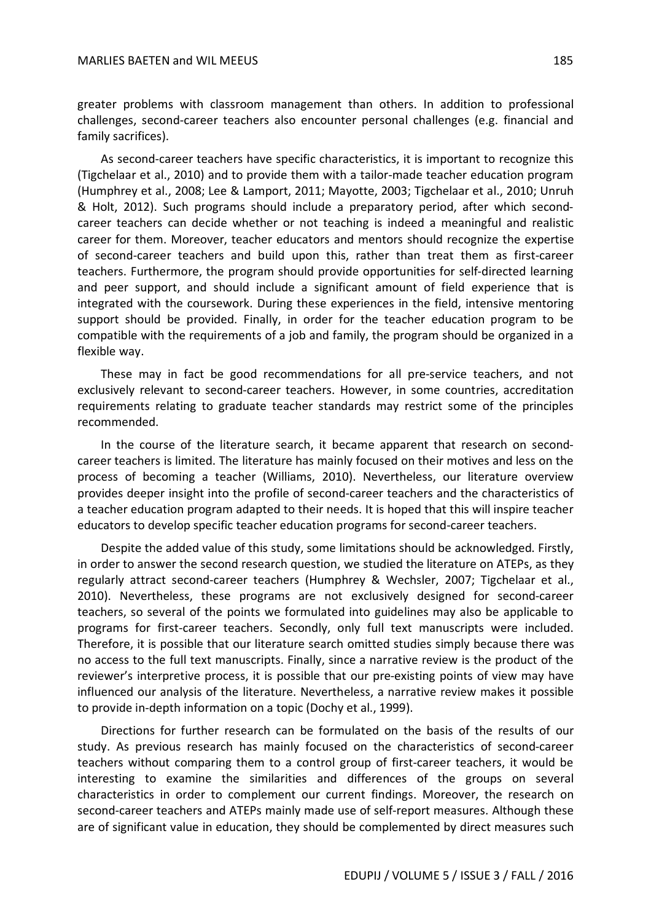greater problems with classroom management than others. In addition to professional challenges, second-career teachers also encounter personal challenges (e.g. financial and family sacrifices).

As second-career teachers have specific characteristics, it is important to recognize this (Tigchelaar et al., 2010) and to provide them with a tailor-made teacher education program (Humphrey et al., 2008; Lee & Lamport, 2011; Mayotte, 2003; Tigchelaar et al., 2010; Unruh & Holt, 2012). Such programs should include a preparatory period, after which second-career teachers can decide whether or not teaching is indeed a meaningful and realistic career for them. Moreover, teacher educators and mentors should recognize the expertise of second-career teachers and build upon this, rather than treat them as first-career teachers. Furthermore, the program should provide opportunities for self-directed learning and peer support, and should include a significant amount of field experience that is integrated with the coursework. During these experiences in the field, intensive mentoring support should be provided. Finally, in order for the teacher education program to be compatible with the requirements of a job and family, the program should be organized in a flexible way.

These may in fact be good recommendations for all pre-service teachers, and not exclusively relevant to second-career teachers. However, in some countries, accreditation requirements relating to graduate teacher standards may restrict some of the principles recommended.

In the course of the literature search, it became apparent that research on second-career teachers is limited. The literature has mainly focused on their motives and less on the process of becoming a teacher (Williams, 2010). Nevertheless, our literature overview provides deeper insight into the profile of second-career teachers and the characteristics of a teacher education program adapted to their needs. It is hoped that this will inspire teacher educators to develop specific teacher education programs for second-career teachers.

Despite the added value of this study, some limitations should be acknowledged. Firstly, in order to answer the second research question, we studied the literature on ATEPs, as they regularly attract second-career teachers (Humphrey & Wechsler, 2007; Tigchelaar et al., 2010). Nevertheless, these programs are not exclusively designed for second-career teachers, so several of the points we formulated into guidelines may also be applicable to programs for first-career teachers. Secondly, only full text manuscripts were included. Therefore, it is possible that our literature search omitted studies simply because there was no access to the full text manuscripts. Finally, since a narrative review is the product of the reviewer's interpretive process, it is possible that our pre-existing points of view may have influenced our analysis of the literature. Nevertheless, a narrative review makes it possible to provide in-depth information on a topic (Dochy et al., 1999).

Directions for further research can be formulated on the basis of the results of our study. As previous research has mainly focused on the characteristics of second-career teachers without comparing them to a control group of first-career teachers, it would be interesting to examine the similarities and differences of the groups on several characteristics in order to complement our current findings. Moreover, the research on second-career teachers and ATEPs mainly made use of self-report measures. Although these are of significant value in education, they should be complemented by direct measures such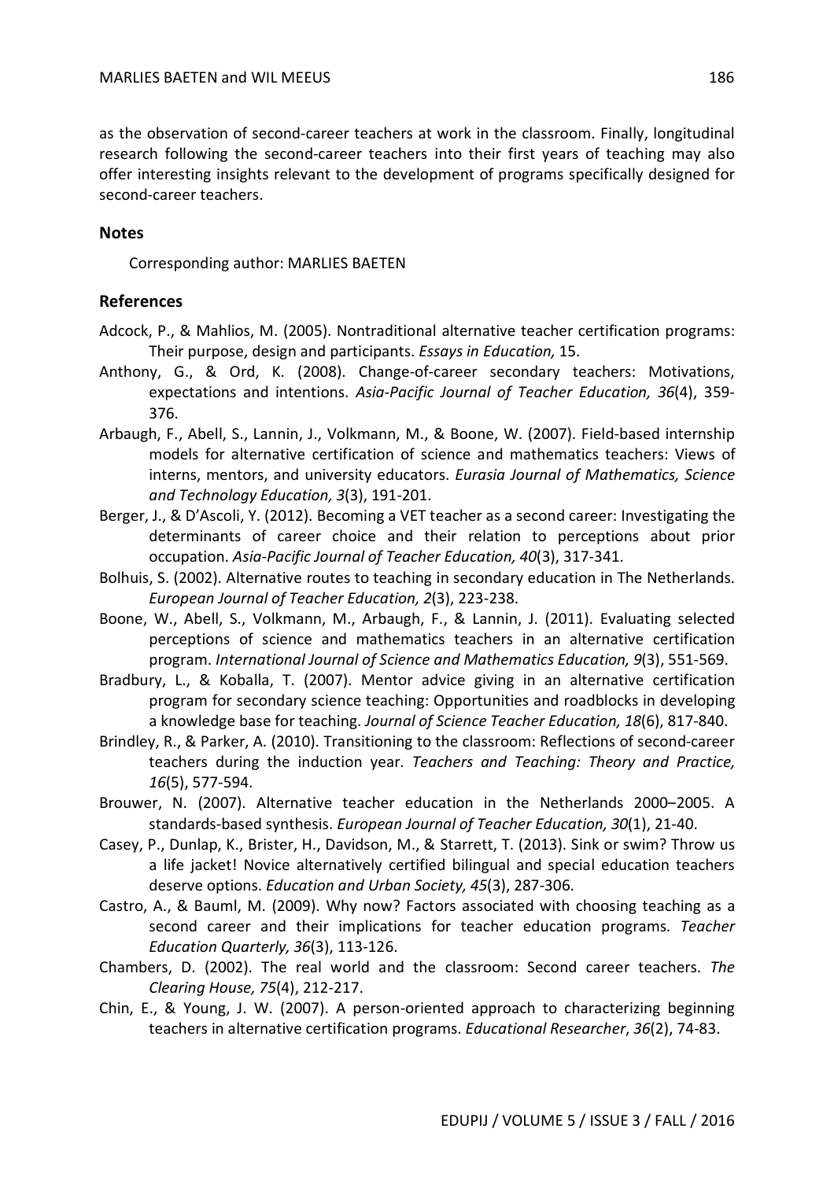as the observation of second-career teachers at work in the classroom. Finally, longitudinal research following the second-career teachers into their first years of teaching may also offer interesting insights relevant to the development of programs specifically designed for second-career teachers.

## Notes

Corresponding author: MARLIES BAETEN

## References

Adcock, P., & Mahlios, M. (2005). Nontraditional alternative teacher certification programs: Their purpose, design and participants. *Essays in Education,* 15.

Anthony, G., & Ord, K. (2008). Change-of-career secondary teachers: Motivations, expectations and intentions. *Asia-Pacific Journal of Teacher Education, 36*(4), 359-376.

Arbaugh, F., Abell, S., Lannin, J., Volkmann, M., & Boone, W. (2007). Field-based internship models for alternative certification of science and mathematics teachers: Views of interns, mentors, and university educators. *Eurasia Journal of Mathematics, Science and Technology Education, 3*(3), 191-201.

Berger, J., & D'Ascoli, Y. (2012). Becoming a VET teacher as a second career: Investigating the determinants of career choice and their relation to perceptions about prior occupation. *Asia-Pacific Journal of Teacher Education, 40*(3), 317-341.

Bolhuis, S. (2002). Alternative routes to teaching in secondary education in The Netherlands. *European Journal of Teacher Education, 2*(3), 223-238.

Boone, W., Abell, S., Volkmann, M., Arbaugh, F., & Lannin, J. (2011). Evaluating selected perceptions of science and mathematics teachers in an alternative certification program. *International Journal of Science and Mathematics Education, 9*(3), 551-569.

Bradbury, L., & Koballa, T. (2007). Mentor advice giving in an alternative certification program for secondary science teaching: Opportunities and roadblocks in developing a knowledge base for teaching. *Journal of Science Teacher Education, 18*(6), 817-840.

Brindley, R., & Parker, A. (2010). Transitioning to the classroom: Reflections of second-career teachers during the induction year. *Teachers and Teaching: Theory and Practice, 16*(5), 577-594.

Brouwer, N. (2007). Alternative teacher education in the Netherlands 2000–2005. A standards-based synthesis. *European Journal of Teacher Education, 30*(1), 21-40.

Casey, P., Dunlap, K., Brister, H., Davidson, M., & Starrett, T. (2013). Sink or swim? Throw us a life jacket! Novice alternatively certified bilingual and special education teachers deserve options. *Education and Urban Society, 45*(3), 287-306.

Castro, A., & Bauml, M. (2009). Why now? Factors associated with choosing teaching as a second career and their implications for teacher education programs. *Teacher Education Quarterly, 36*(3), 113-126.

Chambers, D. (2002). The real world and the classroom: Second career teachers. *The Clearing House, 75*(4), 212-217.

Chin, E., & Young, J. W. (2007). A person-oriented approach to characterizing beginning teachers in alternative certification programs. *Educational Researcher*, *36*(2), 74-83.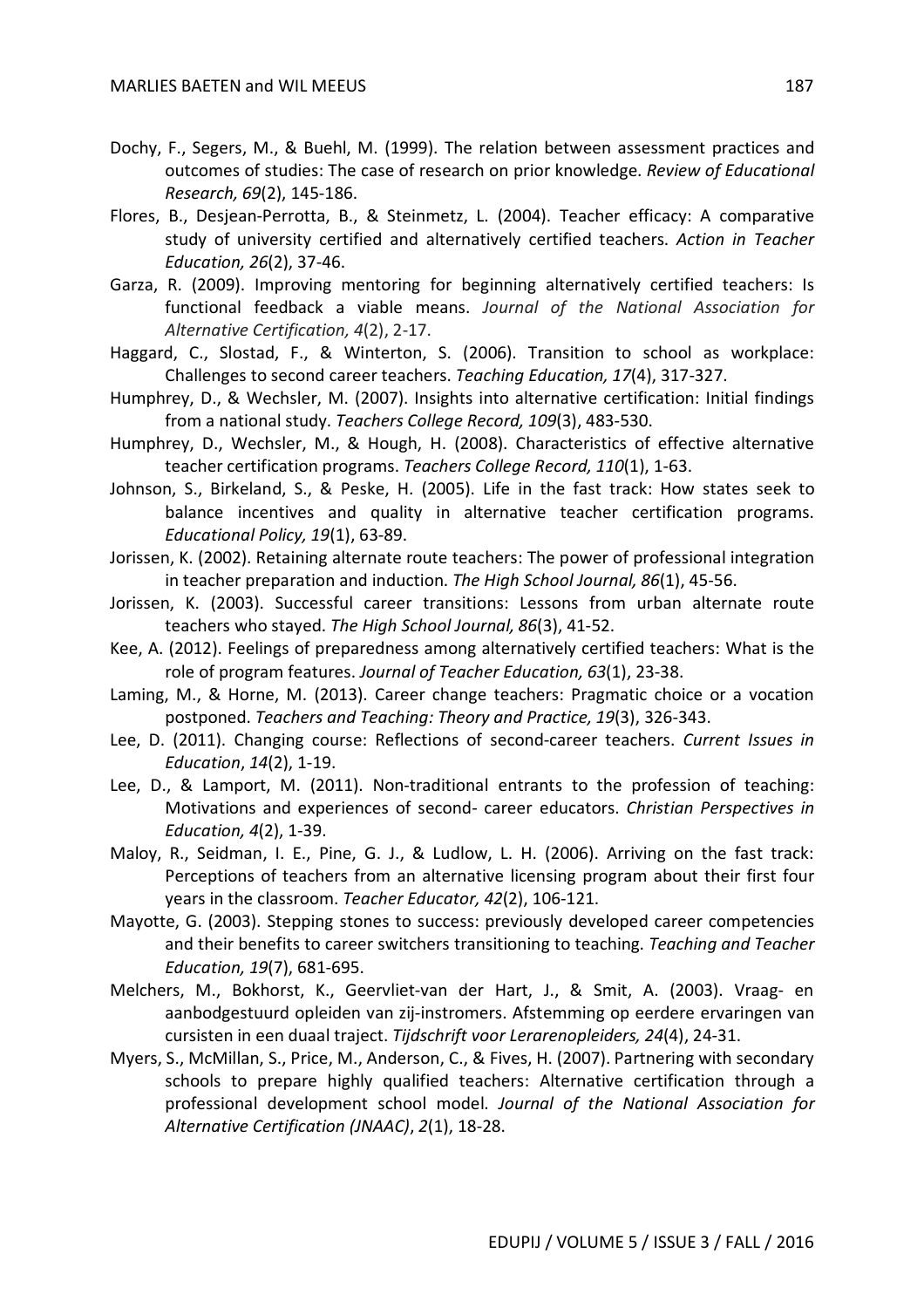Dochy, F., Segers, M., & Buehl, M. (1999). The relation between assessment practices and outcomes of studies: The case of research on prior knowledge. *Review of Educational Research, 69*(2), 145-186.

Flores, B., Desjean-Perrotta, B., & Steinmetz, L. (2004). Teacher efficacy: A comparative study of university certified and alternatively certified teachers. *Action in Teacher Education, 26*(2), 37-46.

Garza, R. (2009). Improving mentoring for beginning alternatively certified teachers: Is functional feedback a viable means. *Journal of the National Association for Alternative Certification, 4*(2), 2-17.

Haggard, C., Slostad, F., & Winterton, S. (2006). Transition to school as workplace: Challenges to second career teachers. *Teaching Education, 17*(4), 317-327.

Humphrey, D., & Wechsler, M. (2007). Insights into alternative certification: Initial findings from a national study. *Teachers College Record, 109*(3), 483-530.

Humphrey, D., Wechsler, M., & Hough, H. (2008). Characteristics of effective alternative teacher certification programs. *Teachers College Record, 110*(1), 1-63.

Johnson, S., Birkeland, S., & Peske, H. (2005). Life in the fast track: How states seek to balance incentives and quality in alternative teacher certification programs. *Educational Policy, 19*(1), 63-89.

Jorissen, K. (2002). Retaining alternate route teachers: The power of professional integration in teacher preparation and induction. *The High School Journal, 86*(1), 45-56.

Jorissen, K. (2003). Successful career transitions: Lessons from urban alternate route teachers who stayed. *The High School Journal, 86*(3), 41-52.

Kee, A. (2012). Feelings of preparedness among alternatively certified teachers: What is the role of program features. *Journal of Teacher Education, 63*(1), 23-38.

Laming, M., & Horne, M. (2013). Career change teachers: Pragmatic choice or a vocation postponed. *Teachers and Teaching: Theory and Practice, 19*(3), 326-343.

Lee, D. (2011). Changing course: Reflections of second-career teachers. *Current Issues in Education*, *14*(2), 1-19.

Lee, D., & Lamport, M. (2011). Non-traditional entrants to the profession of teaching: Motivations and experiences of second- career educators. *Christian Perspectives in Education, 4*(2), 1-39.

Maloy, R., Seidman, I. E., Pine, G. J., & Ludlow, L. H. (2006). Arriving on the fast track: Perceptions of teachers from an alternative licensing program about their first four years in the classroom. *Teacher Educator, 42*(2), 106-121.

Mayotte, G. (2003). Stepping stones to success: previously developed career competencies and their benefits to career switchers transitioning to teaching. *Teaching and Teacher Education, 19*(7), 681-695.

Melchers, M., Bokhorst, K., Geervliet-van der Hart, J., & Smit, A. (2003). Vraag- en aanbodgestuurd opleiden van zij-instromers. Afstemming op eerdere ervaringen van cursisten in een duaal traject. *Tijdschrift voor Lerarenopleiders, 24*(4), 24-31.

Myers, S., McMillan, S., Price, M., Anderson, C., & Fives, H. (2007). Partnering with secondary schools to prepare highly qualified teachers: Alternative certification through a professional development school model. *Journal of the National Association for Alternative Certification (JNAAC)*, *2*(1), 18-28.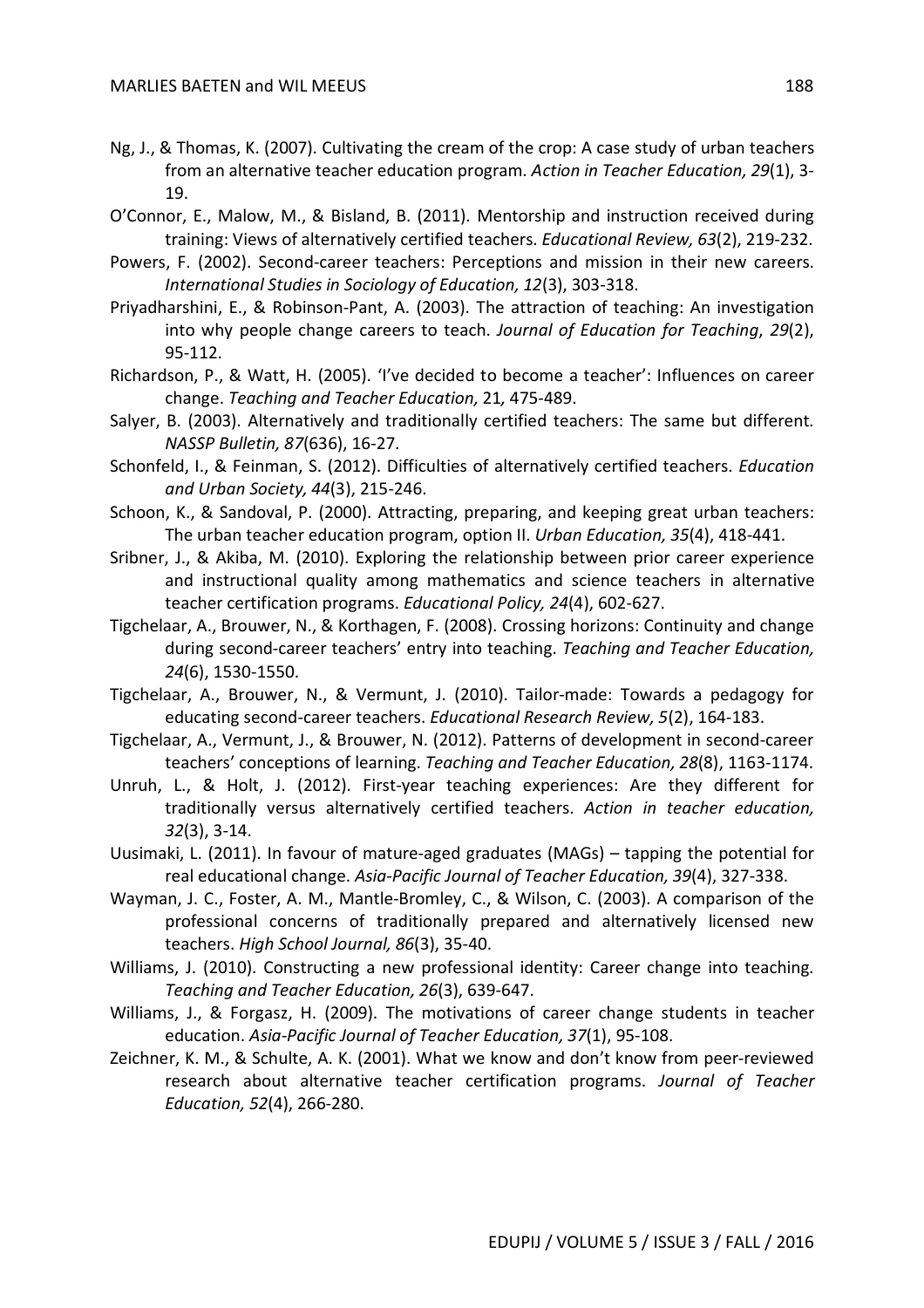Ng, J., & Thomas, K. (2007). Cultivating the cream of the crop: A case study of urban teachers from an alternative teacher education program. *Action in Teacher Education, 29*(1), 3-19.

O'Connor, E., Malow, M., & Bisland, B. (2011). Mentorship and instruction received during training: Views of alternatively certified teachers. *Educational Review, 63*(2), 219-232.

Powers, F. (2002). Second-career teachers: Perceptions and mission in their new careers. *International Studies in Sociology of Education, 12*(3), 303-318.

Priyadharshini, E., & Robinson-Pant, A. (2003). The attraction of teaching: An investigation into why people change careers to teach. *Journal of Education for Teaching*, *29*(2), 95-112.

Richardson, P., & Watt, H. (2005). 'I've decided to become a teacher': Influences on career change. *Teaching and Teacher Education,* 21*,* 475-489.

Salyer, B. (2003). Alternatively and traditionally certified teachers: The same but different. *NASSP Bulletin, 87*(636), 16-27.

Schonfeld, I., & Feinman, S. (2012). Difficulties of alternatively certified teachers. *Education and Urban Society, 44*(3), 215-246.

Schoon, K., & Sandoval, P. (2000). Attracting, preparing, and keeping great urban teachers: The urban teacher education program, option II. *Urban Education, 35*(4), 418-441.

Sribner, J., & Akiba, M. (2010). Exploring the relationship between prior career experience and instructional quality among mathematics and science teachers in alternative teacher certification programs. *Educational Policy, 24*(4), 602-627.

Tigchelaar, A., Brouwer, N., & Korthagen, F. (2008). Crossing horizons: Continuity and change during second-career teachers' entry into teaching. *Teaching and Teacher Education, 24*(6), 1530-1550.

Tigchelaar, A., Brouwer, N., & Vermunt, J. (2010). Tailor-made: Towards a pedagogy for educating second-career teachers. *Educational Research Review, 5*(2), 164-183.

Tigchelaar, A., Vermunt, J., & Brouwer, N. (2012). Patterns of development in second-career teachers' conceptions of learning. *Teaching and Teacher Education, 28*(8), 1163-1174.

Unruh, L., & Holt, J. (2012). First-year teaching experiences: Are they different for traditionally versus alternatively certified teachers. *Action in teacher education, 32*(3), 3-14.

Uusimaki, L. (2011). In favour of mature-aged graduates (MAGs) – tapping the potential for real educational change. *Asia-Pacific Journal of Teacher Education, 39*(4), 327-338.

Wayman, J. C., Foster, A. M., Mantle-Bromley, C., & Wilson, C. (2003). A comparison of the professional concerns of traditionally prepared and alternatively licensed new teachers. *High School Journal, 86*(3), 35-40.

Williams, J. (2010). Constructing a new professional identity: Career change into teaching. *Teaching and Teacher Education, 26*(3), 639-647.

Williams, J., & Forgasz, H. (2009). The motivations of career change students in teacher education. *Asia-Pacific Journal of Teacher Education, 37*(1), 95-108.

Zeichner, K. M., & Schulte, A. K. (2001). What we know and don't know from peer-reviewed research about alternative teacher certification programs. *Journal of Teacher Education, 52*(4), 266-280.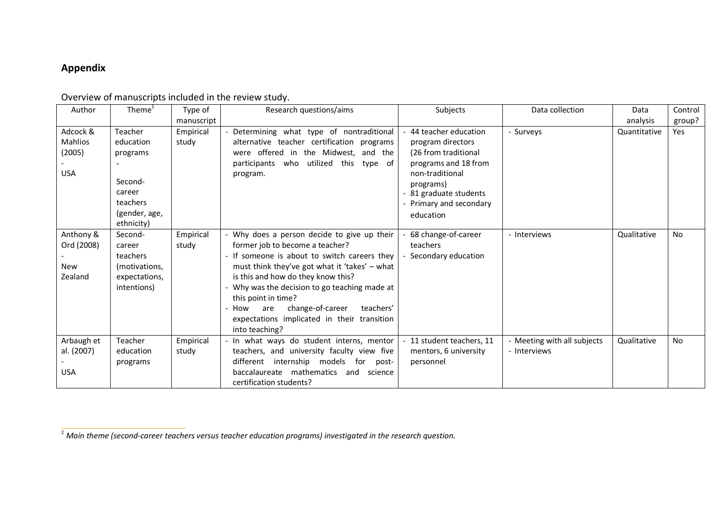## Appendix

Overview of manuscripts included in the review study.

| Author | Theme[1] | Type of manuscript | Research questions/aims | Subjects | Data collection | Data analysis | Control group? |
|---|---|---|---|---|---|---|---|
| Adcock & Mahlios (2005) - USA | Teacher education programs - Second-career teachers (gender, age, ethnicity) | Empirical study | - Determining what type of nontraditional alternative teacher certification programs were offered in the Midwest, and the participants who utilized this type of program. | - 44 teacher education program directors (26 from traditional programs and 18 from non-traditional programs) - 81 graduate students - Primary and secondary education | - Surveys | Quantitative | Yes |
| Anthony & Ord (2008) - New Zealand | Second-career teachers (motivations, expectations, intentions) | Empirical study | - Why does a person decide to give up their former job to become a teacher? - If someone is about to switch careers they must think they've got what it 'takes' – what is this and how do they know this? - Why was the decision to go teaching made at this point in time? - How are change-of-career teachers' expectations implicated in their transition into teaching? | - 68 change-of-career teachers - Secondary education | - Interviews | Qualitative | No |
| Arbaugh et al. (2007) - USA | Teacher education programs | Empirical study | - In what ways do student interns, mentor teachers, and university faculty view five different internship models for post-baccalaureate mathematics and science certification students? | - 11 student teachers, 11 mentors, 6 university personnel | - Meeting with all subjects - Interviews | Qualitative | No |

*[1] Main theme (second-career teachers versus teacher education programs) investigated in the research question.*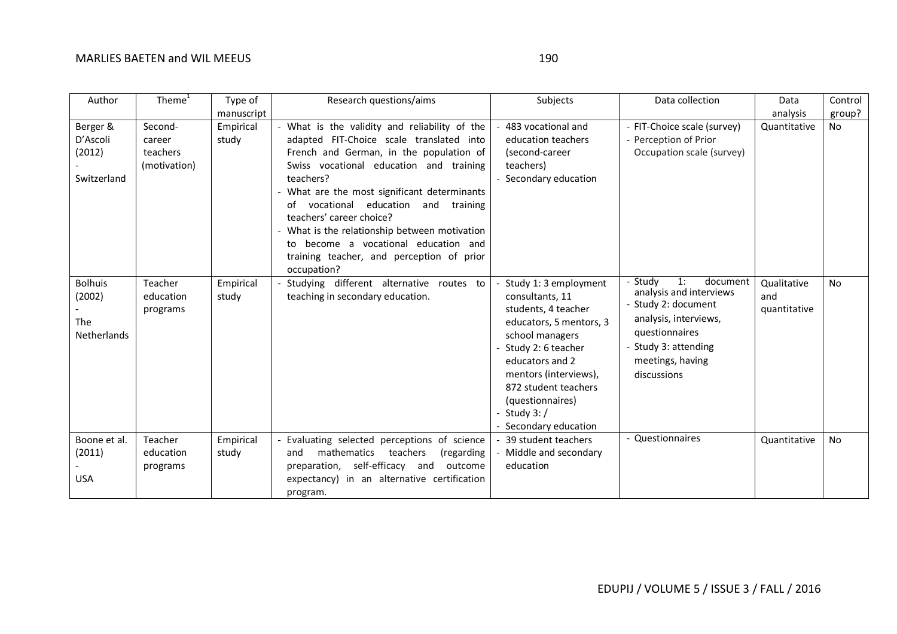| Author | Theme[1] | Type of manuscript | Research questions/aims | Subjects | Data collection | Data analysis | Control group? |
|---|---|---|---|---|---|---|---|
| Berger & D'Ascoli (2012) - Switzerland | Second-career teachers (motivation) | Empirical study | - What is the validity and reliability of the adapted FIT-Choice scale translated into French and German, in the population of Swiss vocational education and training teachers?<br>- What are the most significant determinants of vocational education and training teachers' career choice?<br>- What is the relationship between motivation to become a vocational education and training teacher, and perception of prior occupation? | - 483 vocational and education teachers (second-career teachers)<br>- Secondary education | - FIT-Choice scale (survey)<br>- Perception of Prior Occupation scale (survey) | Quantitative | No |
| Bolhuis (2002) - The Netherlands | Teacher education programs | Empirical study | - Studying different alternative routes to teaching in secondary education. | - Study 1: 3 employment consultants, 11 students, 4 teacher educators, 5 mentors, 3 school managers<br>- Study 2: 6 teacher educators and 2 mentors (interviews), 872 student teachers (questionnaires)<br>- Study 3: /<br>- Secondary education | - Study 1: document analysis and interviews<br>- Study 2: document analysis, interviews, questionnaires<br>- Study 3: attending meetings, having discussions | Qualitative and quantitative | No |
| Boone et al. (2011) - USA | Teacher education programs | Empirical study | - Evaluating selected perceptions of science and mathematics teachers (regarding preparation, self-efficacy and outcome expectancy) in an alternative certification program. | - 39 student teachers<br>- Middle and secondary education | - Questionnaires | Quantitative | No |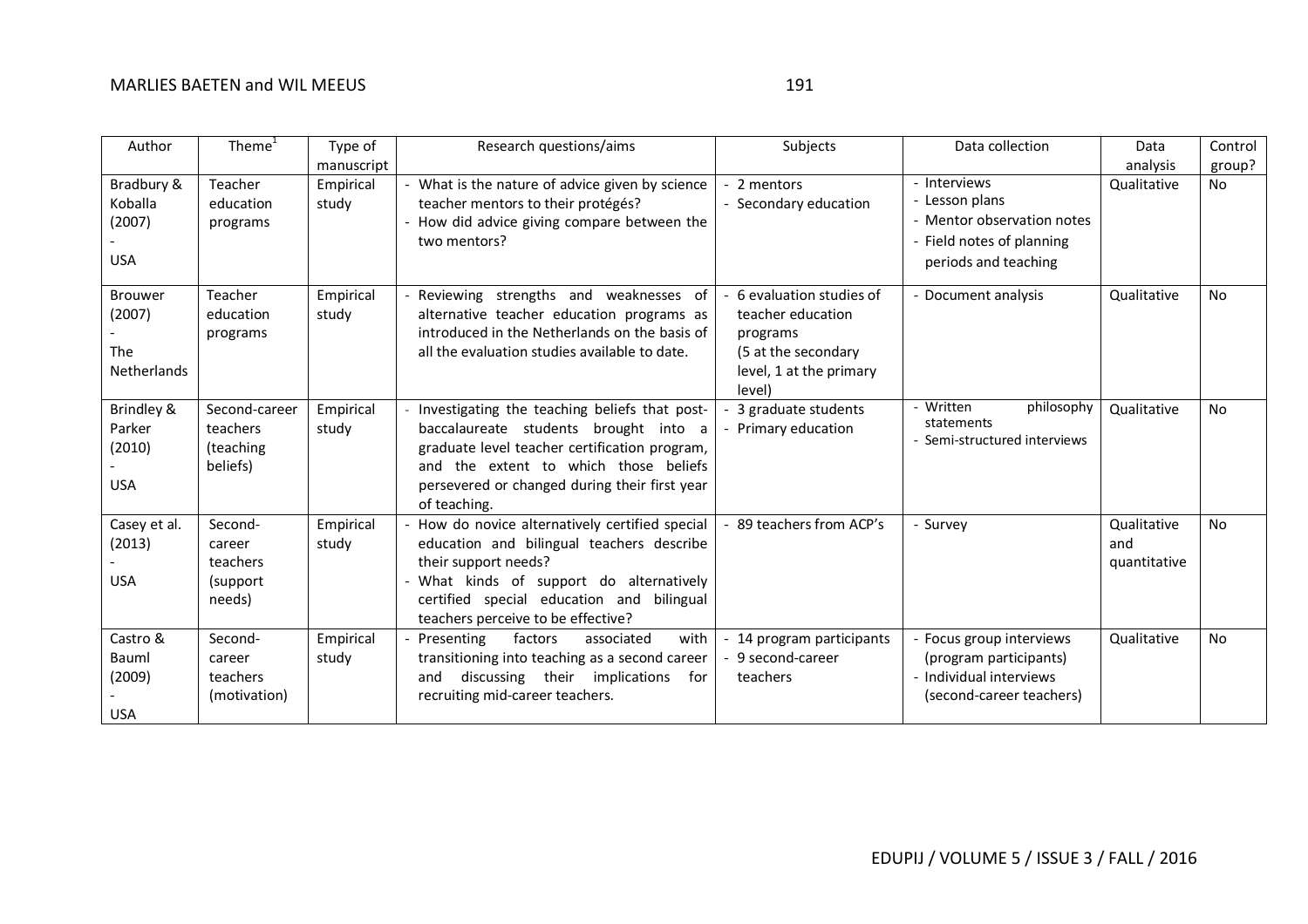| Author | Theme[1] | Type of manuscript | Research questions/aims | Subjects | Data collection | Data analysis | Control group? |
|---|---|---|---|---|---|---|---|
| Bradbury & Koballa (2007) - USA | Teacher education programs | Empirical study | - What is the nature of advice given by science teacher mentors to their protégés?<br>- How did advice giving compare between the two mentors? | - 2 mentors<br>- Secondary education | - Interviews<br>- Lesson plans<br>- Mentor observation notes<br>- Field notes of planning periods and teaching | Qualitative | No |
| Brouwer (2007) - The Netherlands | Teacher education programs | Empirical study | - Reviewing strengths and weaknesses of alternative teacher education programs as introduced in the Netherlands on the basis of all the evaluation studies available to date. | - 6 evaluation studies of teacher education programs (5 at the secondary level, 1 at the primary level) | - Document analysis | Qualitative | No |
| Brindley & Parker (2010) - USA | Second-career teachers (teaching beliefs) | Empirical study | - Investigating the teaching beliefs that post-baccalaureate students brought into a graduate level teacher certification program, and the extent to which those beliefs persevered or changed during their first year of teaching. | - 3 graduate students<br>- Primary education | - Written philosophy statements<br>- Semi-structured interviews | Qualitative | No |
| Casey et al. (2013) - USA | Second-career teachers (support needs) | Empirical study | - How do novice alternatively certified special education and bilingual teachers describe their support needs?<br>- What kinds of support do alternatively certified special education and bilingual teachers perceive to be effective? | - 89 teachers from ACP's | - Survey | Qualitative and quantitative | No |
| Castro & Bauml (2009) - USA | Second-career teachers (motivation) | Empirical study | - Presenting factors associated with transitioning into teaching as a second career and discussing their implications for recruiting mid-career teachers. | - 14 program participants<br>- 9 second-career teachers | - Focus group interviews (program participants)<br>- Individual interviews (second-career teachers) | Qualitative | No |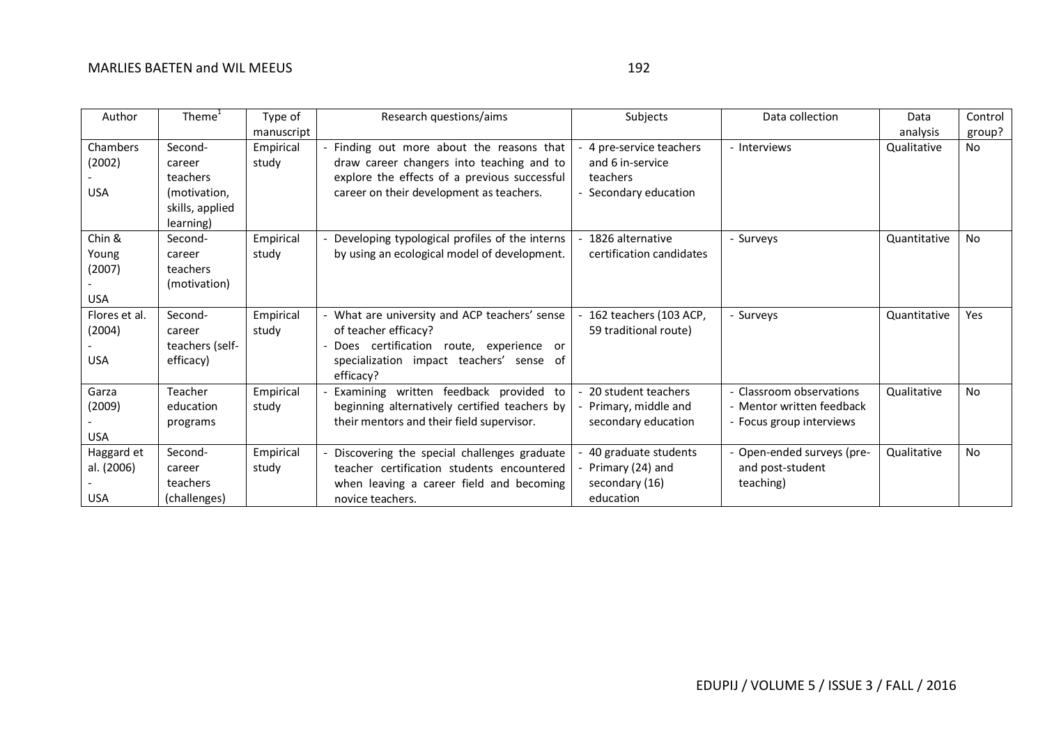| Author | Theme[1] | Type of manuscript | Research questions/aims | Subjects | Data collection | Data analysis | Control group? |
|---|---|---|---|---|---|---|---|
| Chambers (2002) - USA | Second-career teachers (motivation, skills, applied learning) | Empirical study | - Finding out more about the reasons that draw career changers into teaching and to explore the effects of a previous successful career on their development as teachers. | - 4 pre-service teachers and 6 in-service teachers - Secondary education | - Interviews | Qualitative | No |
| Chin & Young (2007) - USA | Second-career teachers (motivation) | Empirical study | - Developing typological profiles of the interns by using an ecological model of development. | - 1826 alternative certification candidates | - Surveys | Quantitative | No |
| Flores et al. (2004) - USA | Second-career teachers (self-efficacy) | Empirical study | - What are university and ACP teachers' sense of teacher efficacy? - Does certification route, experience or specialization impact teachers' sense of efficacy? | - 162 teachers (103 ACP, 59 traditional route) | - Surveys | Quantitative | Yes |
| Garza (2009) - USA | Teacher education programs | Empirical study | - Examining written feedback provided to beginning alternatively certified teachers by their mentors and their field supervisor. | - 20 student teachers - Primary, middle and secondary education | - Classroom observations - Mentor written feedback - Focus group interviews | Qualitative | No |
| Haggard et al. (2006) - USA | Second-career teachers (challenges) | Empirical study | - Discovering the special challenges graduate teacher certification students encountered when leaving a career field and becoming novice teachers. | - 40 graduate students - Primary (24) and secondary (16) education | - Open-ended surveys (pre- and post-student teaching) | Qualitative | No |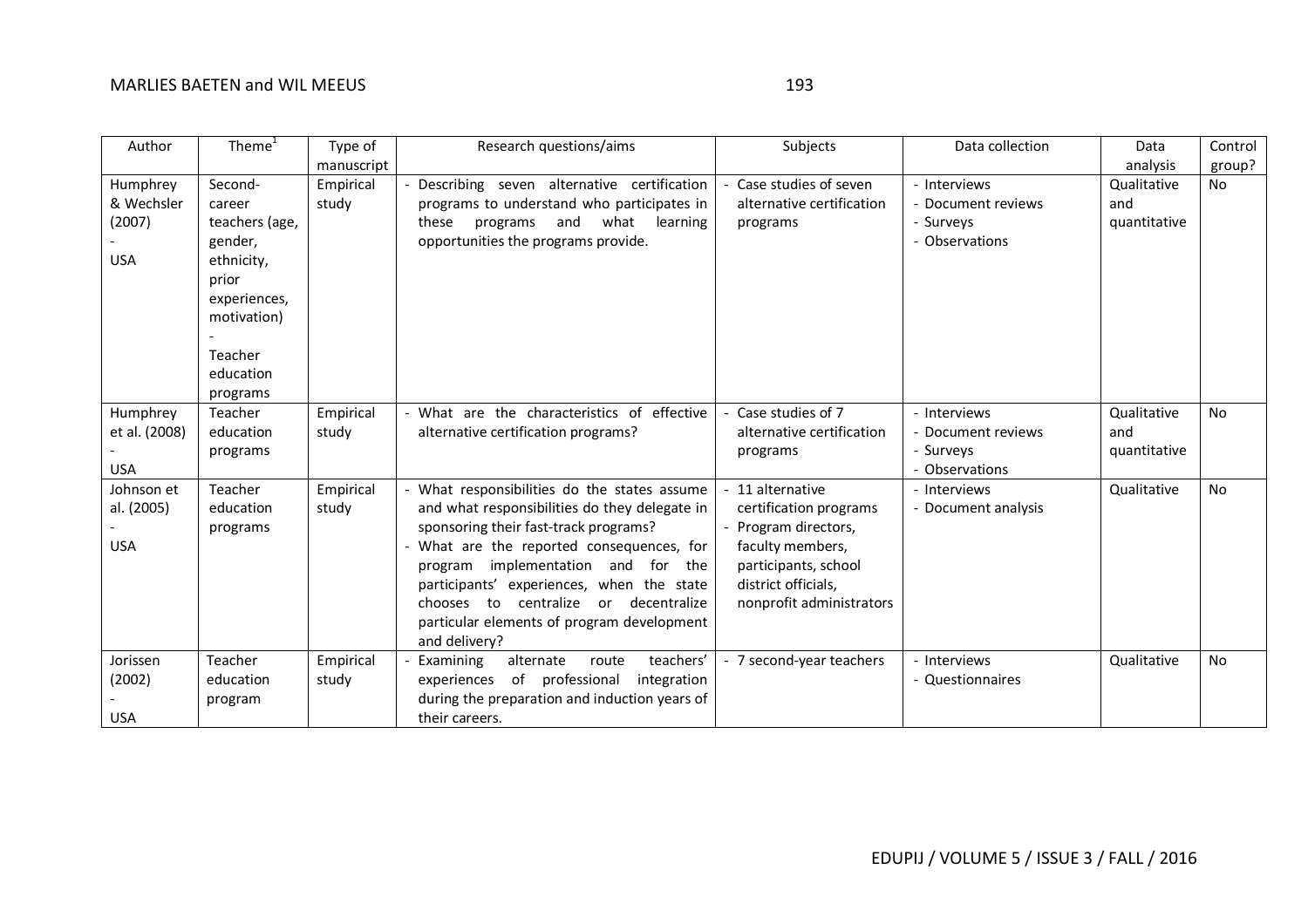| Author | Theme[1] | Type of manuscript | Research questions/aims | Subjects | Data collection | Data analysis | Control group? |
|---|---|---|---|---|---|---|---|
| Humphrey & Wechsler (2007) - USA | Second-career teachers (age, gender, ethnicity, prior experiences, motivation) - Teacher education programs | Empirical study | - Describing seven alternative certification programs to understand who participates in these programs and what learning opportunities the programs provide. | - Case studies of seven alternative certification programs | - Interviews - Document reviews - Surveys - Observations | Qualitative and quantitative | No |
| Humphrey et al. (2008) - USA | Teacher education programs | Empirical study | - What are the characteristics of effective alternative certification programs? | - Case studies of 7 alternative certification programs | - Interviews - Document reviews - Surveys - Observations | Qualitative and quantitative | No |
| Johnson et al. (2005) - USA | Teacher education programs | Empirical study | - What responsibilities do the states assume and what responsibilities do they delegate in sponsoring their fast-track programs? - What are the reported consequences, for program implementation and for the participants' experiences, when the state chooses to centralize or decentralize particular elements of program development and delivery? | - 11 alternative certification programs - Program directors, faculty members, participants, school district officials, nonprofit administrators | - Interviews - Document analysis | Qualitative | No |
| Jorissen (2002) - USA | Teacher education program | Empirical study | - Examining alternate route teachers' experiences of professional integration during the preparation and induction years of their careers. | - 7 second-year teachers | - Interviews - Questionnaires | Qualitative | No |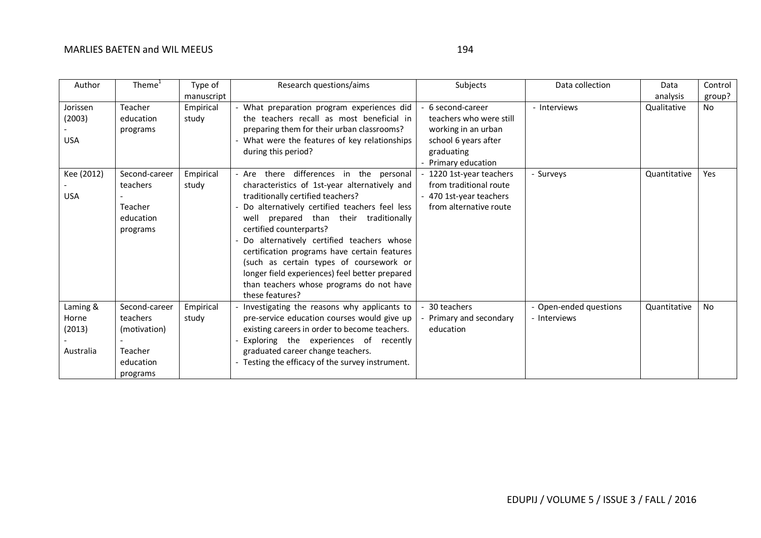| Author | Theme[1] | Type of manuscript | Research questions/aims | Subjects | Data collection | Data analysis | Control group? |
|---|---|---|---|---|---|---|---|
| Jorissen (2003) - USA | Teacher education programs | Empirical study | - What preparation program experiences did the teachers recall as most beneficial in preparing them for their urban classrooms? - What were the features of key relationships during this period? | - 6 second-career teachers who were still working in an urban school 6 years after graduating - Primary education | - Interviews | Qualitative | No |
| Kee (2012) - USA | Second-career teachers - Teacher education programs | Empirical study | - Are there differences in the personal characteristics of 1st-year alternatively and traditionally certified teachers? - Do alternatively certified teachers feel less well prepared than their traditionally certified counterparts? - Do alternatively certified teachers whose certification programs have certain features (such as certain types of coursework or longer field experiences) feel better prepared than teachers whose programs do not have these features? | - 1220 1st-year teachers from traditional route - 470 1st-year teachers from alternative route | - Surveys | Quantitative | Yes |
| Laming & Horne (2013) - Australia | Second-career teachers (motivation) - Teacher education programs | Empirical study | - Investigating the reasons why applicants to pre-service education courses would give up existing careers in order to become teachers. - Exploring the experiences of recently graduated career change teachers. - Testing the efficacy of the survey instrument. | - 30 teachers - Primary and secondary education | - Open-ended questions - Interviews | Quantitative | No |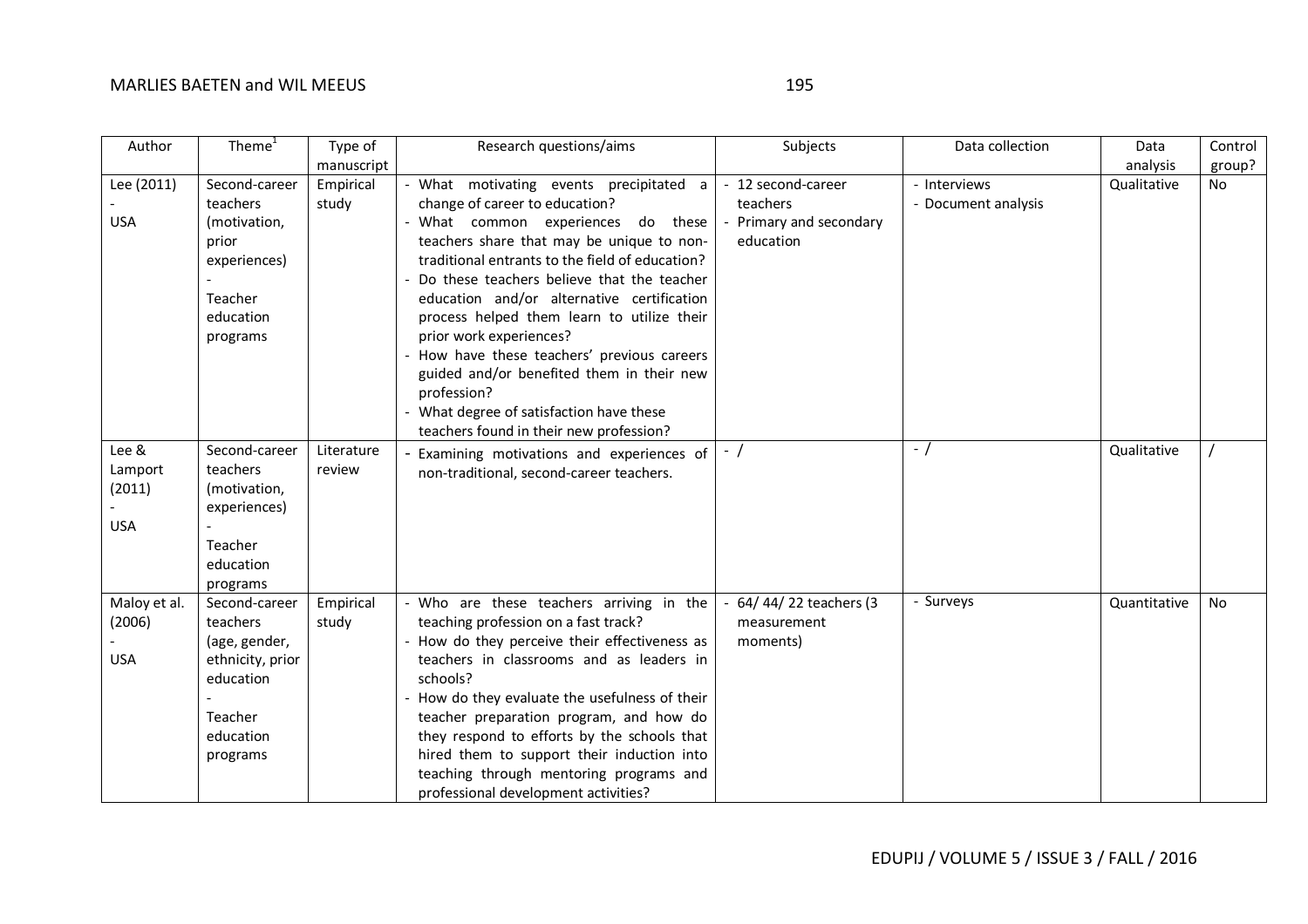| Author | Theme[1] | Type of manuscript | Research questions/aims | Subjects | Data collection | Data analysis | Control group? |
|---|---|---|---|---|---|---|---|
| Lee (2011) - USA | Second-career teachers (motivation, prior experiences) - Teacher education programs | Empirical study | - What motivating events precipitated a change of career to education? - What common experiences do these teachers share that may be unique to non-traditional entrants to the field of education? - Do these teachers believe that the teacher education and/or alternative certification process helped them learn to utilize their prior work experiences? - How have these teachers' previous careers guided and/or benefited them in their new profession? - What degree of satisfaction have these teachers found in their new profession? | - 12 second-career teachers - Primary and secondary education | - Interviews - Document analysis | Qualitative | No |
| Lee & Lamport (2011) - USA | Second-career teachers (motivation, experiences) - Teacher education programs | Literature review | - Examining motivations and experiences of non-traditional, second-career teachers. | - / | - / | Qualitative | / |
| Maloy et al. (2006) - USA | Second-career teachers (age, gender, ethnicity, prior education - Teacher education programs | Empirical study | - Who are these teachers arriving in the teaching profession on a fast track? - How do they perceive their effectiveness as teachers in classrooms and as leaders in schools? - How do they evaluate the usefulness of their teacher preparation program, and how do they respond to efforts by the schools that hired them to support their induction into teaching through mentoring programs and professional development activities? | - 64/ 44/ 22 teachers (3 measurement moments) | - Surveys | Quantitative | No |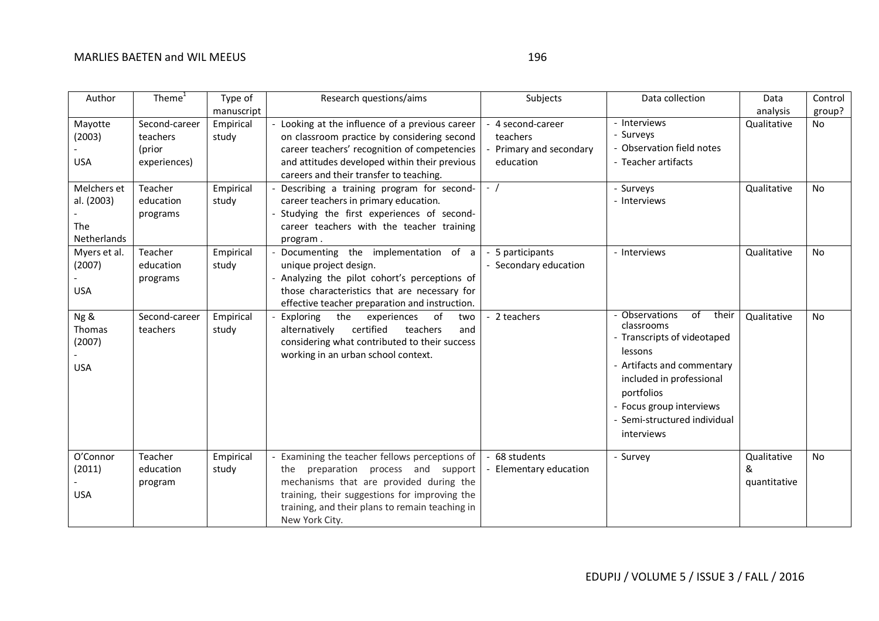| Author | Theme[1] | Type of manuscript | Research questions/aims | Subjects | Data collection | Data analysis | Control group? |
|---|---|---|---|---|---|---|---|
| Mayotte (2003) - USA | Second-career teachers (prior experiences) | Empirical study | - Looking at the influence of a previous career on classroom practice by considering second career teachers' recognition of competencies and attitudes developed within their previous careers and their transfer to teaching. | - 4 second-career teachers - Primary and secondary education | - Interviews - Surveys - Observation field notes - Teacher artifacts | Qualitative | No |
| Melchers et al. (2003) - The Netherlands | Teacher education programs | Empirical study | - Describing a training program for second-career teachers in primary education. - Studying the first experiences of second-career teachers with the teacher training program . | - / | - Surveys - Interviews | Qualitative | No |
| Myers et al. (2007) - USA | Teacher education programs | Empirical study | - Documenting the implementation of a unique project design. - Analyzing the pilot cohort's perceptions of those characteristics that are necessary for effective teacher preparation and instruction. | - 5 participants - Secondary education | - Interviews | Qualitative | No |
| Ng & Thomas (2007) - USA | Second-career teachers | Empirical study | - Exploring the experiences of two alternatively certified teachers and considering what contributed to their success working in an urban school context. | - 2 teachers | - Observations of their classrooms - Transcripts of videotaped lessons - Artifacts and commentary included in professional portfolios - Focus group interviews - Semi-structured individual interviews | Qualitative | No |
| O'Connor (2011) - USA | Teacher education program | Empirical study | - Examining the teacher fellows perceptions of the preparation process and support mechanisms that are provided during the training, their suggestions for improving the training, and their plans to remain teaching in New York City. | - 68 students - Elementary education | - Survey | Qualitative & quantitative | No |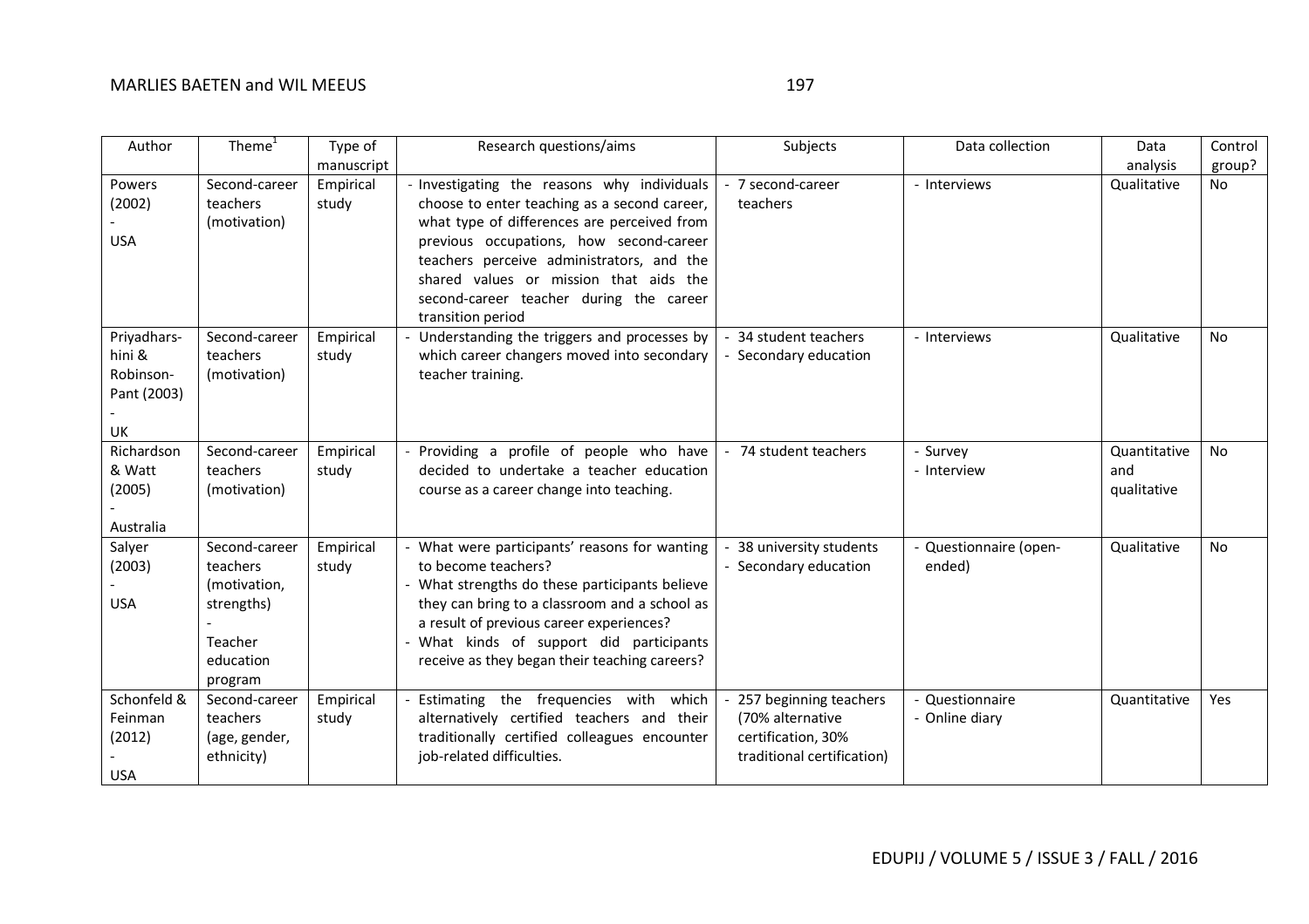| Author | Theme[1] | Type of manuscript | Research questions/aims | Subjects | Data collection | Data analysis | Control group? |
|---|---|---|---|---|---|---|---|
| Powers (2002) - USA | Second-career teachers (motivation) | Empirical study | - Investigating the reasons why individuals choose to enter teaching as a second career, what type of differences are perceived from previous occupations, how second-career teachers perceive administrators, and the shared values or mission that aids the second-career teacher during the career transition period | - 7 second-career teachers | - Interviews | Qualitative | No |
| Priyadharshini & Robinson-Pant (2003) - UK | Second-career teachers (motivation) | Empirical study | - Understanding the triggers and processes by which career changers moved into secondary teacher training. | - 34 student teachers - Secondary education | - Interviews | Qualitative | No |
| Richardson & Watt (2005) - Australia | Second-career teachers (motivation) | Empirical study | - Providing a profile of people who have decided to undertake a teacher education course as a career change into teaching. | - 74 student teachers | - Survey - Interview | Quantitative and qualitative | No |
| Salyer (2003) - USA | Second-career teachers (motivation, strengths) - Teacher education program | Empirical study | - What were participants' reasons for wanting to become teachers? - What strengths do these participants believe they can bring to a classroom and a school as a result of previous career experiences? - What kinds of support did participants receive as they began their teaching careers? | - 38 university students - Secondary education | - Questionnaire (open-ended) | Qualitative | No |
| Schonfeld & Feinman (2012) - USA | Second-career teachers (age, gender, ethnicity) | Empirical study | - Estimating the frequencies with which alternatively certified teachers and their traditionally certified colleagues encounter job-related difficulties. | - 257 beginning teachers (70% alternative certification, 30% traditional certification) | - Questionnaire - Online diary | Quantitative | Yes |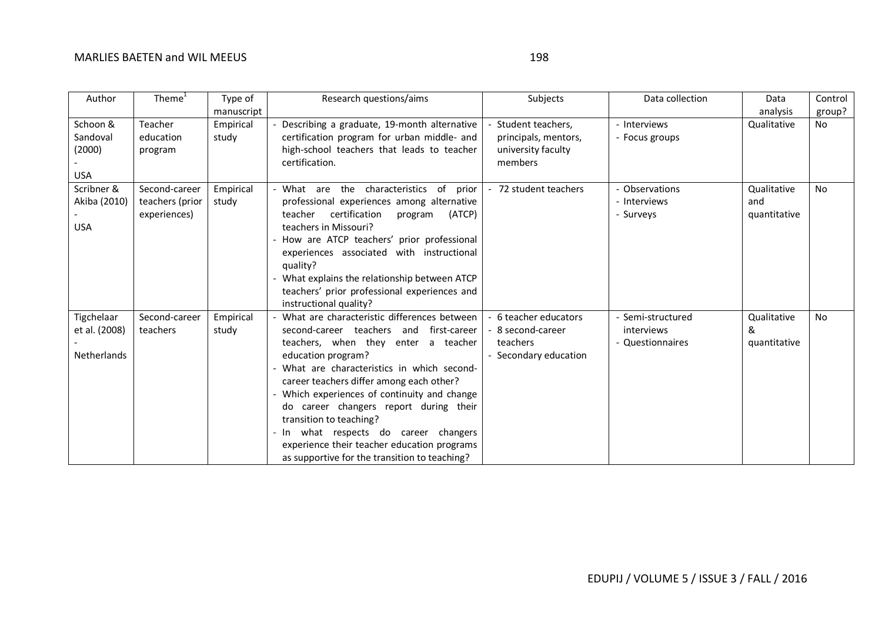| Author | Theme[1] | Type of manuscript | Research questions/aims | Subjects | Data collection | Data analysis | Control group? |
|---|---|---|---|---|---|---|---|
| Schoon & Sandoval (2000)<br>-<br>USA | Teacher education program | Empirical study | - Describing a graduate, 19-month alternative certification program for urban middle- and high-school teachers that leads to teacher certification. | - Student teachers, principals, mentors, university faculty members | - Interviews<br>- Focus groups | Qualitative | No |
| Scribner & Akiba (2010)<br>-<br>USA | Second-career teachers (prior experiences) | Empirical study | - What are the characteristics of prior professional experiences among alternative teacher certification program (ATCP) teachers in Missouri?<br>- How are ATCP teachers' prior professional experiences associated with instructional quality?<br>- What explains the relationship between ATCP teachers' prior professional experiences and instructional quality? | - 72 student teachers | - Observations<br>- Interviews<br>- Surveys | Qualitative and quantitative | No |
| Tigchelaar et al. (2008)<br>-<br>Netherlands | Second-career teachers | Empirical study | - What are characteristic differences between second-career teachers and first-career teachers, when they enter a teacher education program?<br>- What are characteristics in which second-career teachers differ among each other?<br>- Which experiences of continuity and change do career changers report during their transition to teaching?<br>- In what respects do career changers experience their teacher education programs as supportive for the transition to teaching? | - 6 teacher educators<br>- 8 second-career teachers<br>- Secondary education | - Semi-structured interviews<br>- Questionnaires | Qualitative & quantitative | No |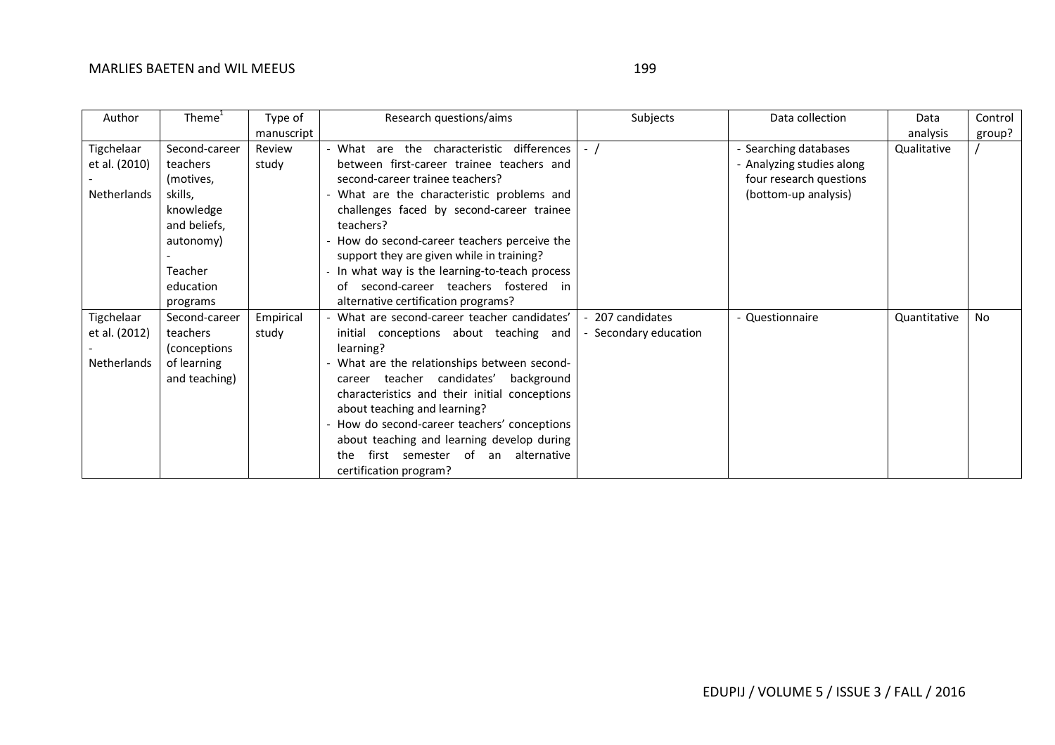| Author | Theme[1] | Type of manuscript | Research questions/aims | Subjects | Data collection | Data analysis | Control group? |
|---|---|---|---|---|---|---|---|
| Tigchelaar et al. (2010) - Netherlands | Second-career teachers (motives, skills, knowledge and beliefs, autonomy) - Teacher education programs | Review study | - What are the characteristic differences between first-career trainee teachers and second-career trainee teachers? - What are the characteristic problems and challenges faced by second-career trainee teachers? - How do second-career teachers perceive the support they are given while in training? - In what way is the learning-to-teach process of second-career teachers fostered in alternative certification programs? | - / | - Searching databases - Analyzing studies along four research questions (bottom-up analysis) | Qualitative | / |
| Tigchelaar et al. (2012) - Netherlands | Second-career teachers (conceptions of learning and teaching) | Empirical study | - What are second-career teacher candidates' initial conceptions about teaching and learning? - What are the relationships between second-career teacher candidates' background characteristics and their initial conceptions about teaching and learning? - How do second-career teachers' conceptions about teaching and learning develop during the first semester of an alternative certification program? | - 207 candidates - Secondary education | - Questionnaire | Quantitative | No |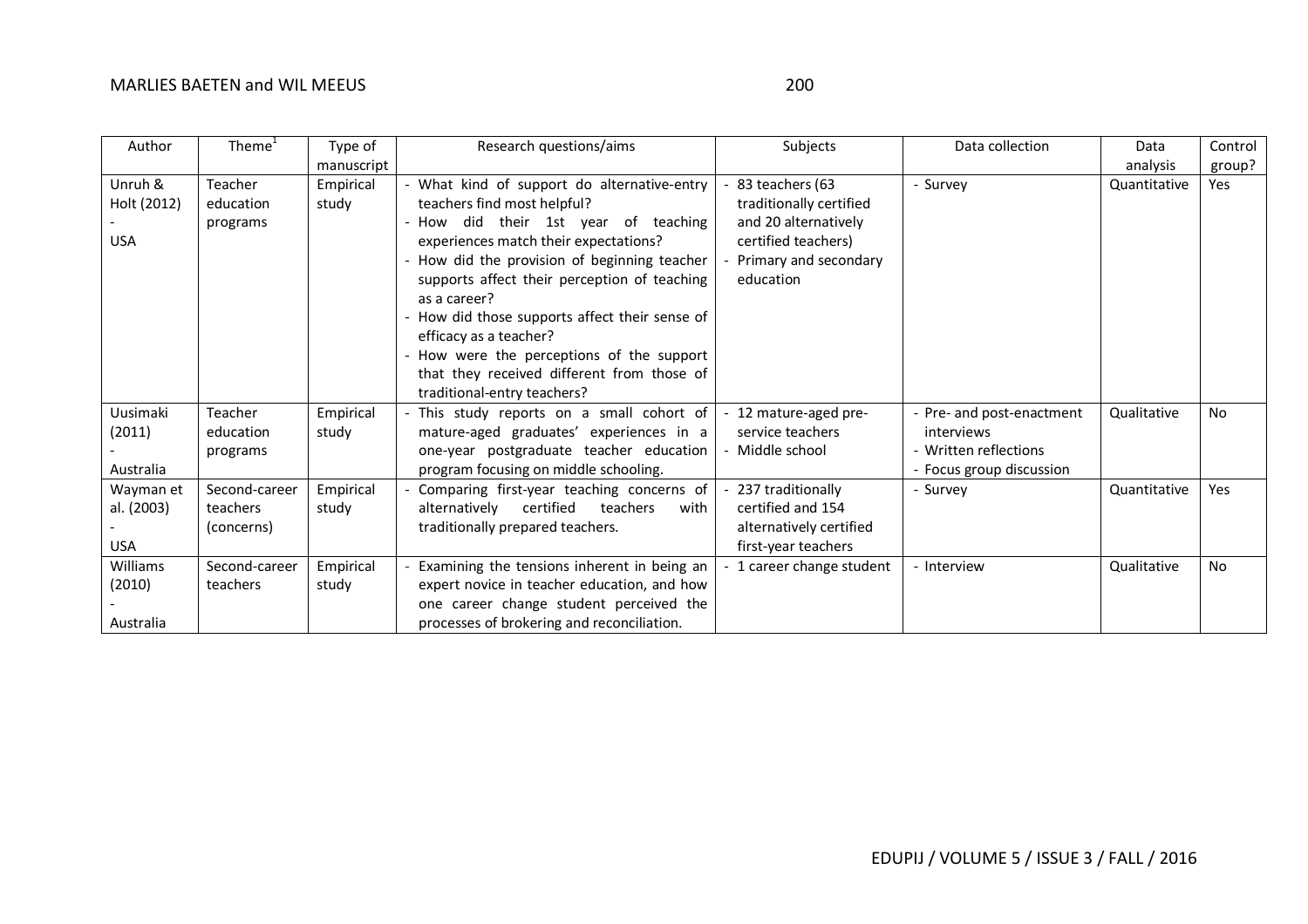| Author | Theme[1] | Type of manuscript | Research questions/aims | Subjects | Data collection | Data analysis | Control group? |
|---|---|---|---|---|---|---|---|
| Unruh & Holt (2012) - USA | Teacher education programs | Empirical study | - What kind of support do alternative-entry teachers find most helpful? - How did their 1st year of teaching experiences match their expectations? - How did the provision of beginning teacher supports affect their perception of teaching as a career? - How did those supports affect their sense of efficacy as a teacher? - How were the perceptions of the support that they received different from those of traditional-entry teachers? | - 83 teachers (63 traditionally certified and 20 alternatively certified teachers) - Primary and secondary education | - Survey | Quantitative | Yes |
| Uusimaki (2011) - Australia | Teacher education programs | Empirical study | - This study reports on a small cohort of mature-aged graduates' experiences in a one-year postgraduate teacher education program focusing on middle schooling. | - 12 mature-aged pre-service teachers - Middle school | - Pre- and post-enactment interviews - Written reflections - Focus group discussion | Qualitative | No |
| Wayman et al. (2003) - USA | Second-career teachers (concerns) | Empirical study | - Comparing first-year teaching concerns of alternatively certified teachers with traditionally prepared teachers. | - 237 traditionally certified and 154 alternatively certified first-year teachers | - Survey | Quantitative | Yes |
| Williams (2010) - Australia | Second-career teachers | Empirical study | - Examining the tensions inherent in being an expert novice in teacher education, and how one career change student perceived the processes of brokering and reconciliation. | - 1 career change student | - Interview | Qualitative | No |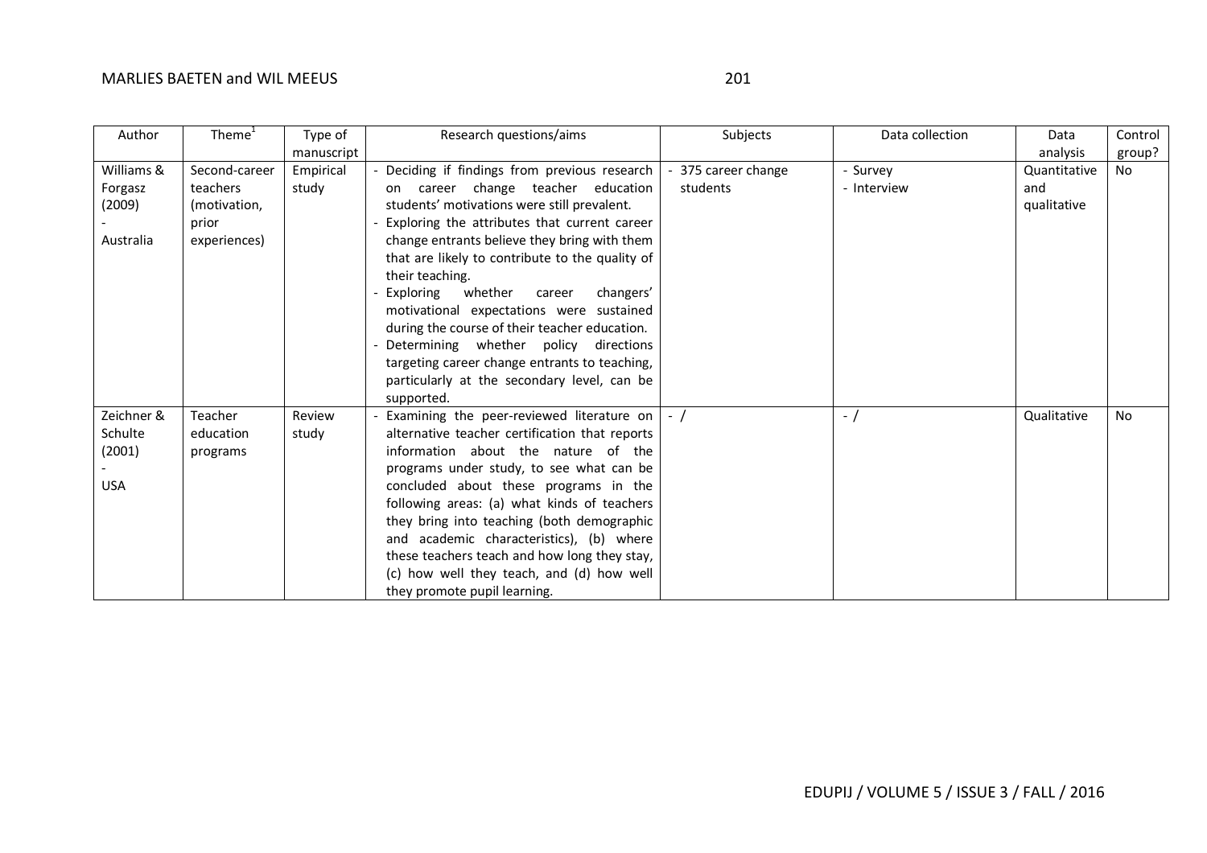| Author | Theme[1] | Type of manuscript | Research questions/aims | Subjects | Data collection | Data analysis | Control group? |
|---|---|---|---|---|---|---|---|
| Williams & Forgasz (2009) - Australia | Second-career teachers (motivation, prior experiences) | Empirical study | - Deciding if findings from previous research on career change teacher education students' motivations were still prevalent.<br>- Exploring the attributes that current career change entrants believe they bring with them that are likely to contribute to the quality of their teaching.<br>- Exploring whether career changers' motivational expectations were sustained during the course of their teacher education.<br>- Determining whether policy directions targeting career change entrants to teaching, particularly at the secondary level, can be supported. | - 375 career change students | - Survey<br>- Interview | Quantitative and qualitative | No |
| Zeichner & Schulte (2001) - USA | Teacher education programs | Review study | - Examining the peer-reviewed literature on alternative teacher certification that reports information about the nature of the programs under study, to see what can be concluded about these programs in the following areas: (a) what kinds of teachers they bring into teaching (both demographic and academic characteristics), (b) where these teachers teach and how long they stay, (c) how well they teach, and (d) how well they promote pupil learning. | - / | - / | Qualitative | No |